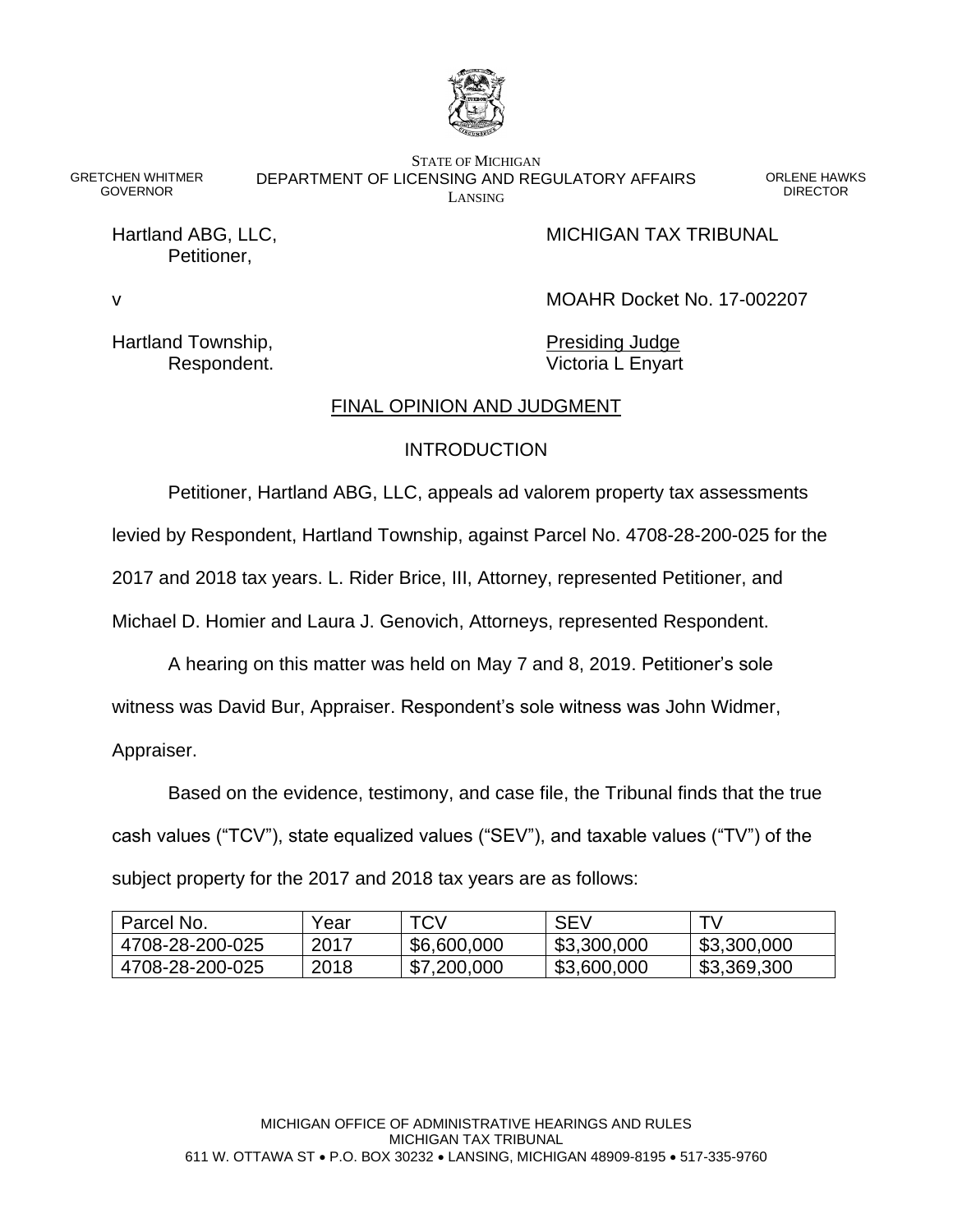GRETCHEN WHITMER
GOVERNOR

STATE OF MICHIGAN
DEPARTMENT OF LICENSING AND REGULATORY AFFAIRS
LANSING

ORLENE HAWKS
DIRECTOR

Hartland ABG, LLC,
Petitioner,

MICHIGAN TAX TRIBUNAL

v

MOAHR Docket No. 17-002207

Hartland Township,
Respondent.

Presiding Judge
Victoria L Enyart

## FINAL OPINION AND JUDGMENT

### INTRODUCTION

Petitioner, Hartland ABG, LLC, appeals ad valorem property tax assessments levied by Respondent, Hartland Township, against Parcel No. 4708-28-200-025 for the 2017 and 2018 tax years. L. Rider Brice, III, Attorney, represented Petitioner, and Michael D. Homier and Laura J. Genovich, Attorneys, represented Respondent.

A hearing on this matter was held on May 7 and 8, 2019. Petitioner's sole witness was David Bur, Appraiser. Respondent's sole witness was John Widmer, Appraiser.

Based on the evidence, testimony, and case file, the Tribunal finds that the true cash values ("TCV"), state equalized values ("SEV"), and taxable values ("TV") of the subject property for the 2017 and 2018 tax years are as follows:

| Parcel No. | Year | TCV | SEV | TV |
|---|---|---|---|---|
| 4708-28-200-025 | 2017 | $6,600,000 | $3,300,000 | $3,300,000 |
| 4708-28-200-025 | 2018 | $7,200,000 | $3,600,000 | $3,369,300 |

MICHIGAN OFFICE OF ADMINISTRATIVE HEARINGS AND RULES
MICHIGAN TAX TRIBUNAL
611 W. OTTAWA ST • P.O. BOX 30232 • LANSING, MICHIGAN 48909-8195 • 517-335-9760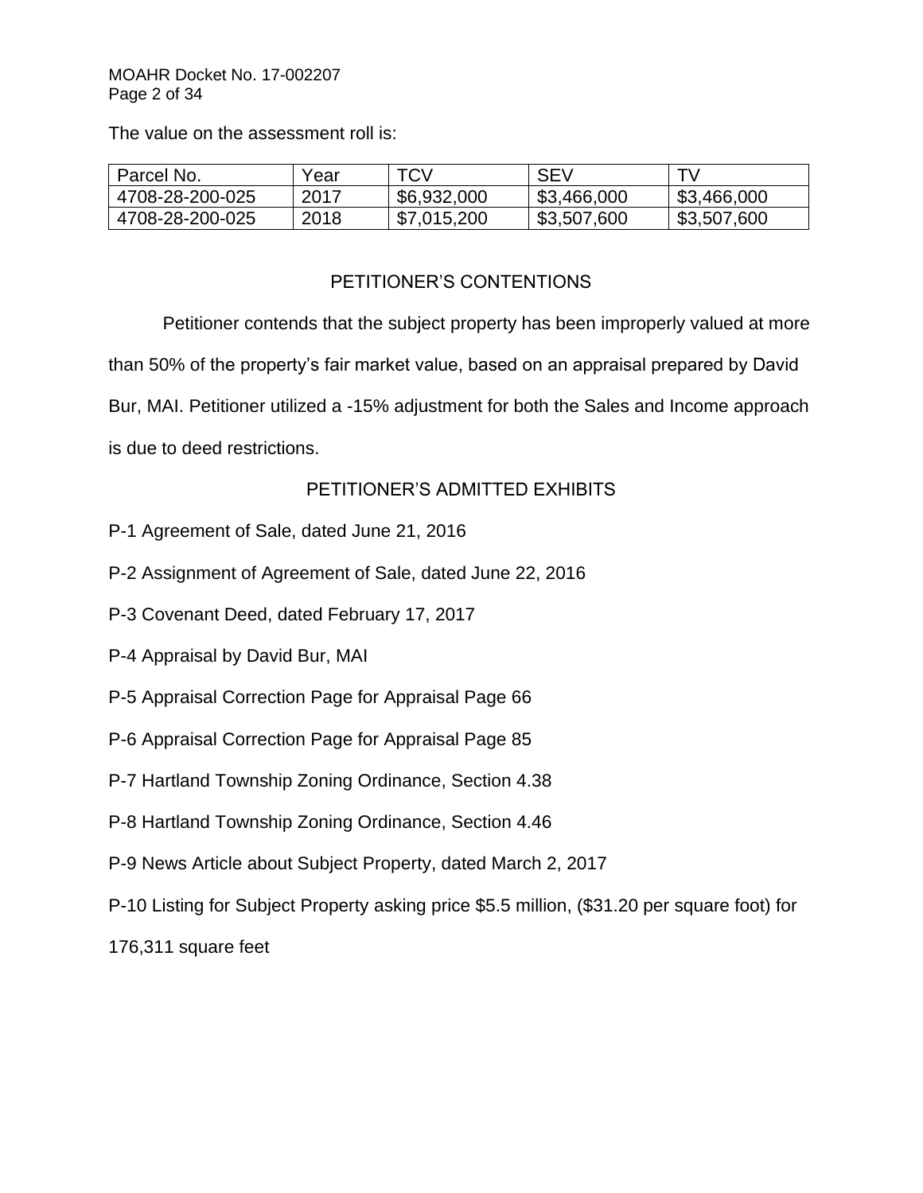The value on the assessment roll is:

| Parcel No. | Year | TCV | SEV | TV |
|---|---|---|---|---|
| 4708-28-200-025 | 2017 | $6,932,000 | $3,466,000 | $3,466,000 |
| 4708-28-200-025 | 2018 | $7,015,200 | $3,507,600 | $3,507,600 |

## PETITIONER'S CONTENTIONS

Petitioner contends that the subject property has been improperly valued at more than 50% of the property's fair market value, based on an appraisal prepared by David Bur, MAI. Petitioner utilized a -15% adjustment for both the Sales and Income approach is due to deed restrictions.

## PETITIONER'S ADMITTED EXHIBITS

P-1 Agreement of Sale, dated June 21, 2016

P-2 Assignment of Agreement of Sale, dated June 22, 2016

P-3 Covenant Deed, dated February 17, 2017

P-4 Appraisal by David Bur, MAI

P-5 Appraisal Correction Page for Appraisal Page 66

P-6 Appraisal Correction Page for Appraisal Page 85

P-7 Hartland Township Zoning Ordinance, Section 4.38

P-8 Hartland Township Zoning Ordinance, Section 4.46

P-9 News Article about Subject Property, dated March 2, 2017

P-10 Listing for Subject Property asking price $5.5 million, ($31.20 per square foot) for 176,311 square feet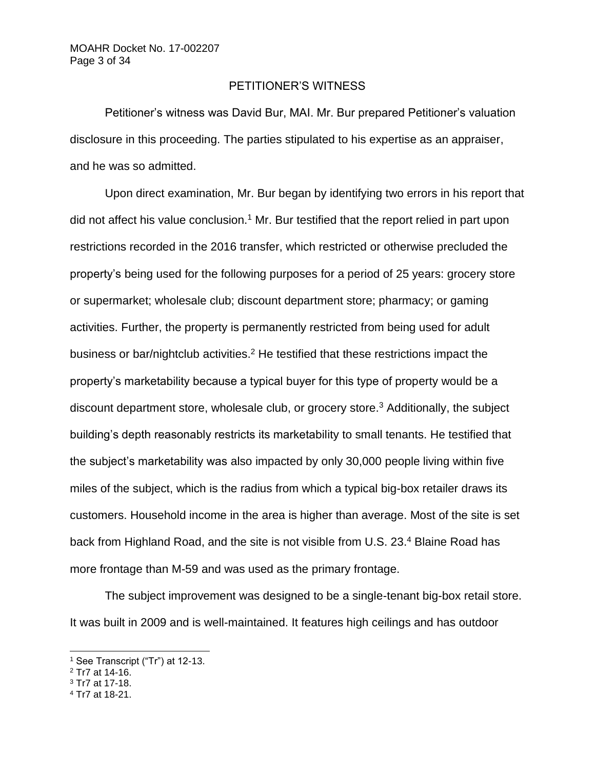## PETITIONER'S WITNESS

Petitioner's witness was David Bur, MAI. Mr. Bur prepared Petitioner's valuation disclosure in this proceeding. The parties stipulated to his expertise as an appraiser, and he was so admitted.

Upon direct examination, Mr. Bur began by identifying two errors in his report that did not affect his value conclusion.[1] Mr. Bur testified that the report relied in part upon restrictions recorded in the 2016 transfer, which restricted or otherwise precluded the property's being used for the following purposes for a period of 25 years: grocery store or supermarket; wholesale club; discount department store; pharmacy; or gaming activities. Further, the property is permanently restricted from being used for adult business or bar/nightclub activities.[2] He testified that these restrictions impact the property's marketability because a typical buyer for this type of property would be a discount department store, wholesale club, or grocery store.[3] Additionally, the subject building's depth reasonably restricts its marketability to small tenants. He testified that the subject's marketability was also impacted by only 30,000 people living within five miles of the subject, which is the radius from which a typical big-box retailer draws its customers. Household income in the area is higher than average. Most of the site is set back from Highland Road, and the site is not visible from U.S. 23.[4] Blaine Road has more frontage than M-59 and was used as the primary frontage.

The subject improvement was designed to be a single-tenant big-box retail store. It was built in 2009 and is well-maintained. It features high ceilings and has outdoor

---

[1] See Transcript ("Tr") at 12-13.

[2] Tr7 at 14-16.

[3] Tr7 at 17-18.

[4] Tr7 at 18-21.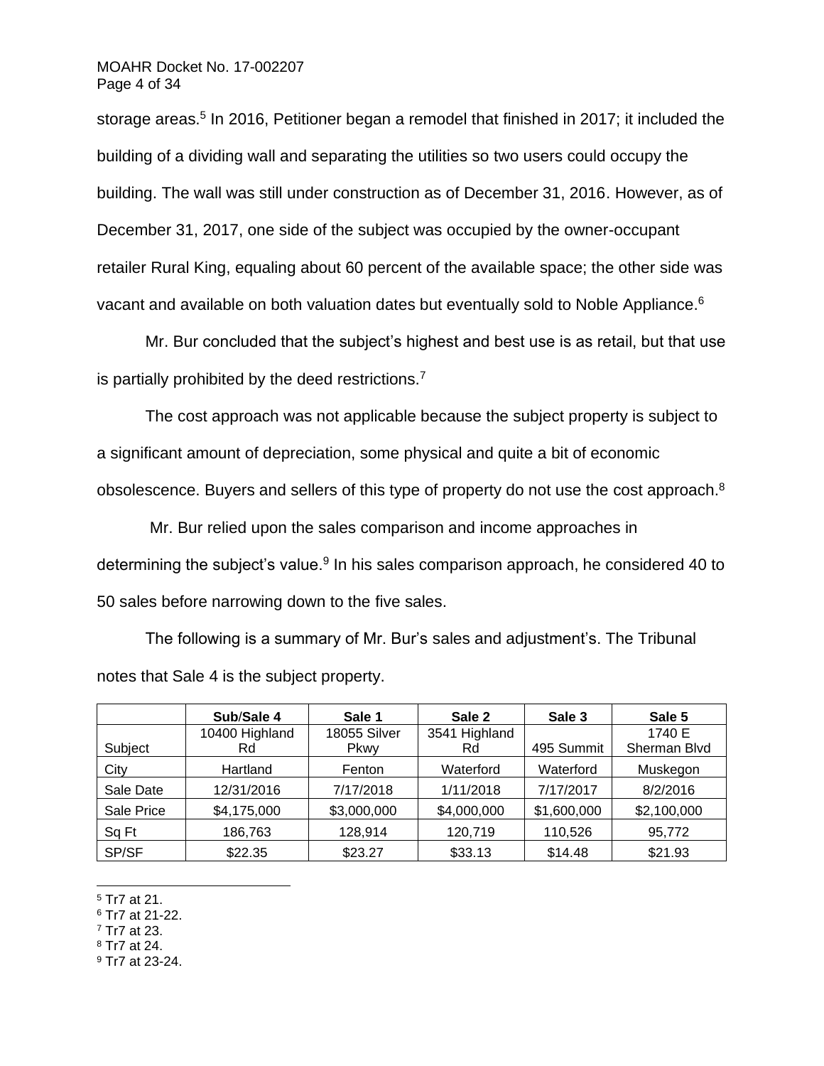storage areas.[5] In 2016, Petitioner began a remodel that finished in 2017; it included the building of a dividing wall and separating the utilities so two users could occupy the building. The wall was still under construction as of December 31, 2016. However, as of December 31, 2017, one side of the subject was occupied by the owner-occupant retailer Rural King, equaling about 60 percent of the available space; the other side was vacant and available on both valuation dates but eventually sold to Noble Appliance.[6]

Mr. Bur concluded that the subject's highest and best use is as retail, but that use is partially prohibited by the deed restrictions.[7]

The cost approach was not applicable because the subject property is subject to a significant amount of depreciation, some physical and quite a bit of economic obsolescence. Buyers and sellers of this type of property do not use the cost approach.[8]

Mr. Bur relied upon the sales comparison and income approaches in determining the subject's value.[9] In his sales comparison approach, he considered 40 to 50 sales before narrowing down to the five sales.

The following is a summary of Mr. Bur's sales and adjustment's. The Tribunal notes that Sale 4 is the subject property.

| | **Sub/Sale 4** | **Sale 1** | **Sale 2** | **Sale 3** | **Sale 5** |
|---|---|---|---|---|---|
| Subject | 10400 Highland Rd | 18055 Silver Pkwy | 3541 Highland Rd | 495 Summit | 1740 E Sherman Blvd |
| City | Hartland | Fenton | Waterford | Waterford | Muskegon |
| Sale Date | 12/31/2016 | 7/17/2018 | 1/11/2018 | 7/17/2017 | 8/2/2016 |
| Sale Price | $4,175,000 | $3,000,000 | $4,000,000 | $1,600,000 | $2,100,000 |
| Sq Ft | 186,763 | 128,914 | 120,719 | 110,526 | 95,772 |
| SP/SF | $22.35 | $23.27 | $33.13 | $14.48 | $21.93 |

[5] Tr7 at 21.
[6] Tr7 at 21-22.
[7] Tr7 at 23.
[8] Tr7 at 24.
[9] Tr7 at 23-24.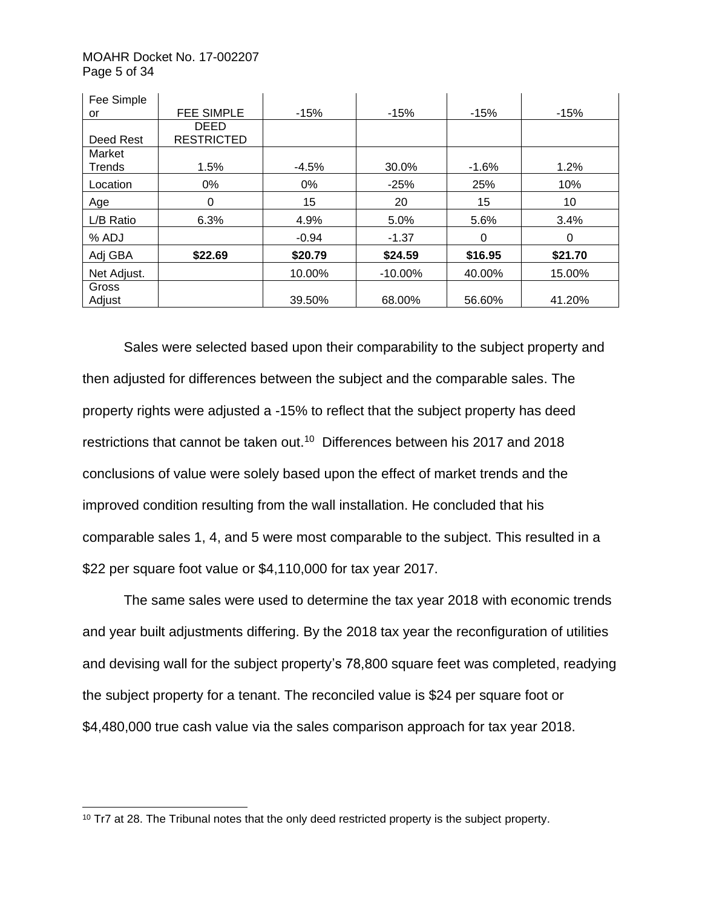| Fee Simple or | FEE SIMPLE | -15% | -15% | -15% | -15% |
|---|---|---|---|---|---|
| Deed Rest | DEED RESTRICTED | | | | |
| Market Trends | 1.5% | -4.5% | 30.0% | -1.6% | 1.2% |
| Location | 0% | 0% | -25% | 25% | 10% |
| Age | 0 | 15 | 20 | 15 | 10 |
| L/B Ratio | 6.3% | 4.9% | 5.0% | 5.6% | 3.4% |
| % ADJ | | -0.94 | -1.37 | 0 | 0 |
| Adj GBA | **$22.69** | **$20.79** | **$24.59** | **$16.95** | **$21.70** |
| Net Adjust. | | 10.00% | -10.00% | 40.00% | 15.00% |
| Gross Adjust | | 39.50% | 68.00% | 56.60% | 41.20% |

Sales were selected based upon their comparability to the subject property and then adjusted for differences between the subject and the comparable sales. The property rights were adjusted a -15% to reflect that the subject property has deed restrictions that cannot be taken out.[10] Differences between his 2017 and 2018 conclusions of value were solely based upon the effect of market trends and the improved condition resulting from the wall installation. He concluded that his comparable sales 1, 4, and 5 were most comparable to the subject. This resulted in a $22 per square foot value or $4,110,000 for tax year 2017.

The same sales were used to determine the tax year 2018 with economic trends and year built adjustments differing. By the 2018 tax year the reconfiguration of utilities and devising wall for the subject property's 78,800 square feet was completed, readying the subject property for a tenant. The reconciled value is $24 per square foot or $4,480,000 true cash value via the sales comparison approach for tax year 2018.

[10] Tr7 at 28. The Tribunal notes that the only deed restricted property is the subject property.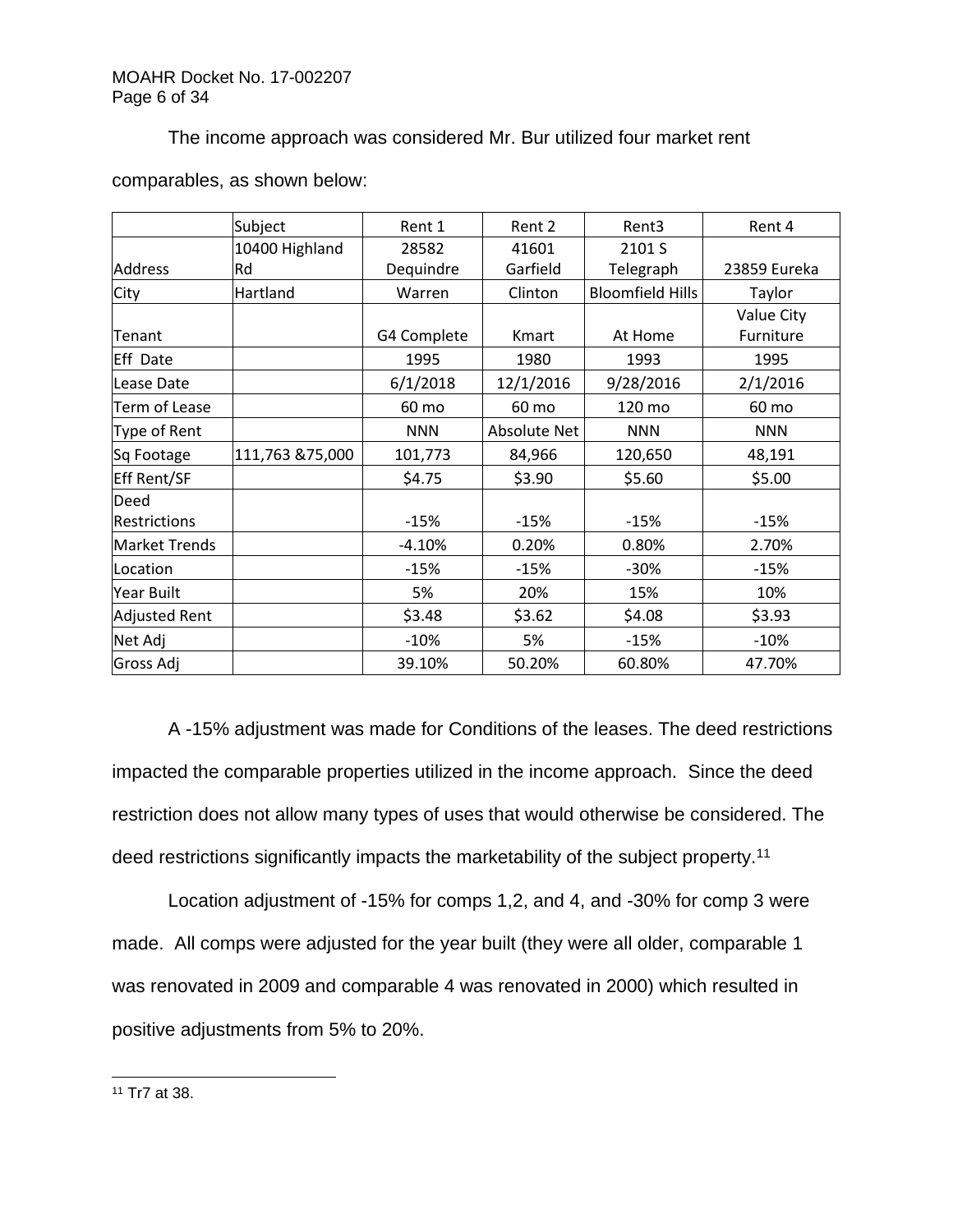The income approach was considered Mr. Bur utilized four market rent comparables, as shown below:

| | Subject | Rent 1 | Rent 2 | Rent3 | Rent 4 |
|---|---|---|---|---|---|
| Address | 10400 Highland Rd | 28582 Dequindre | 41601 Garfield | 2101 S Telegraph | 23859 Eureka |
| City | Hartland | Warren | Clinton | Bloomfield Hills | Taylor |
| Tenant | | G4 Complete | Kmart | At Home | Value City Furniture |
| Eff Date | | 1995 | 1980 | 1993 | 1995 |
| Lease Date | | 6/1/2018 | 12/1/2016 | 9/28/2016 | 2/1/2016 |
| Term of Lease | | 60 mo | 60 mo | 120 mo | 60 mo |
| Type of Rent | | NNN | Absolute Net | NNN | NNN |
| Sq Footage | 111,763 &75,000 | 101,773 | 84,966 | 120,650 | 48,191 |
| Eff Rent/SF | | $4.75 | $3.90 | $5.60 | $5.00 |
| Deed Restrictions | | -15% | -15% | -15% | -15% |
| Market Trends | | -4.10% | 0.20% | 0.80% | 2.70% |
| Location | | -15% | -15% | -30% | -15% |
| Year Built | | 5% | 20% | 15% | 10% |
| Adjusted Rent | | $3.48 | $3.62 | $4.08 | $3.93 |
| Net Adj | | -10% | 5% | -15% | -10% |
| Gross Adj | | 39.10% | 50.20% | 60.80% | 47.70% |

A -15% adjustment was made for Conditions of the leases. The deed restrictions impacted the comparable properties utilized in the income approach. Since the deed restriction does not allow many types of uses that would otherwise be considered. The deed restrictions significantly impacts the marketability of the subject property.[11]

Location adjustment of -15% for comps 1,2, and 4, and -30% for comp 3 were made. All comps were adjusted for the year built (they were all older, comparable 1 was renovated in 2009 and comparable 4 was renovated in 2000) which resulted in positive adjustments from 5% to 20%.

[11] Tr7 at 38.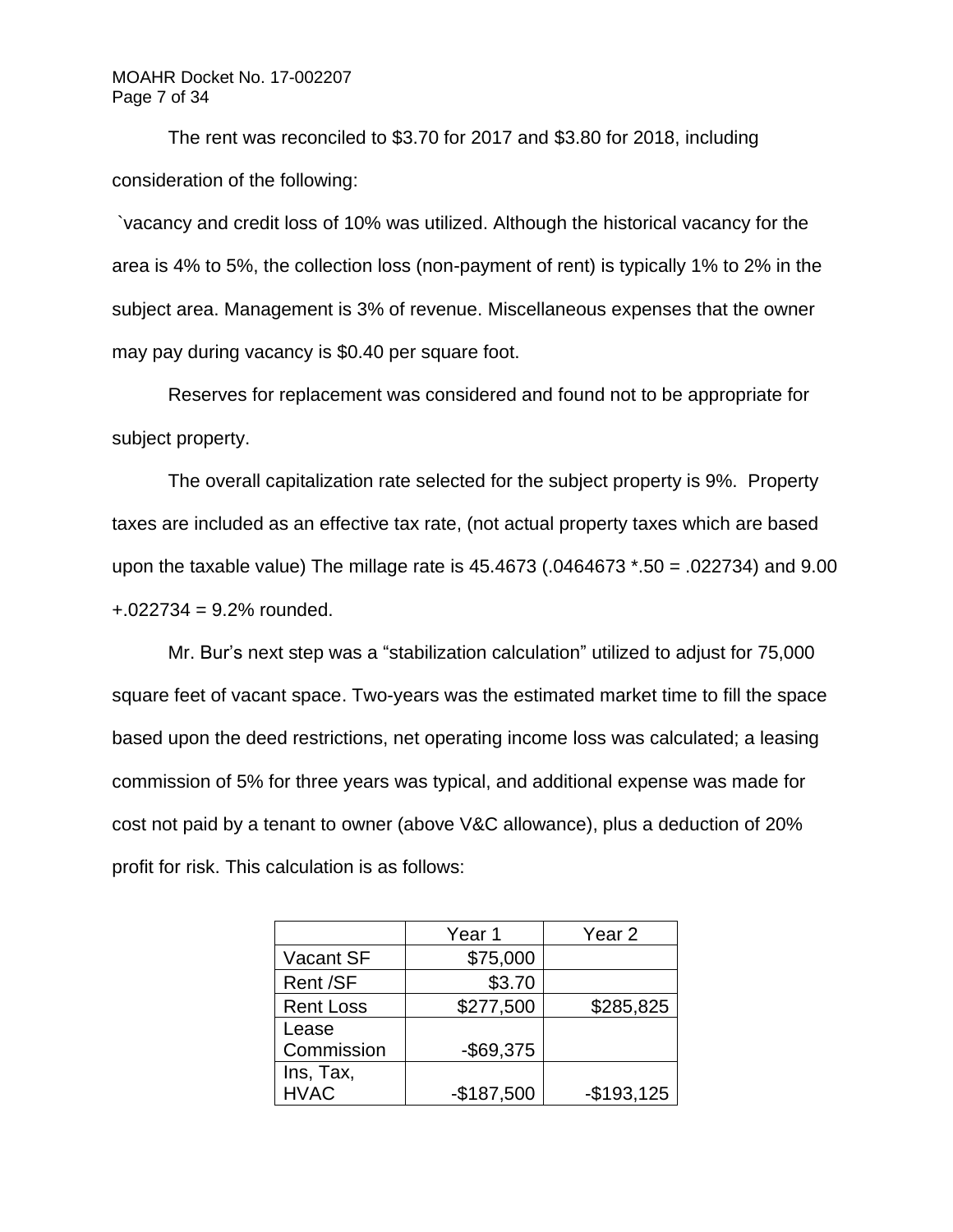The rent was reconciled to $3.70 for 2017 and $3.80 for 2018, including consideration of the following:

`vacancy and credit loss of 10% was utilized. Although the historical vacancy for the area is 4% to 5%, the collection loss (non-payment of rent) is typically 1% to 2% in the subject area. Management is 3% of revenue. Miscellaneous expenses that the owner may pay during vacancy is $0.40 per square foot.

Reserves for replacement was considered and found not to be appropriate for subject property.

The overall capitalization rate selected for the subject property is 9%. Property taxes are included as an effective tax rate, (not actual property taxes which are based upon the taxable value) The millage rate is 45.4673 (.0464673 *.50 = .022734) and 9.00 +.022734 = 9.2% rounded.

Mr. Bur's next step was a "stabilization calculation" utilized to adjust for 75,000 square feet of vacant space. Two-years was the estimated market time to fill the space based upon the deed restrictions, net operating income loss was calculated; a leasing commission of 5% for three years was typical, and additional expense was made for cost not paid by a tenant to owner (above V&C allowance), plus a deduction of 20% profit for risk. This calculation is as follows:

| | Year 1 | Year 2 |
|---|---|---|
| Vacant SF | $75,000 | |
| Rent /SF | $3.70 | |
| Rent Loss | $277,500 | $285,825 |
| Lease Commission | -$69,375 | |
| Ins, Tax, HVAC | -$187,500 | -$193,125 |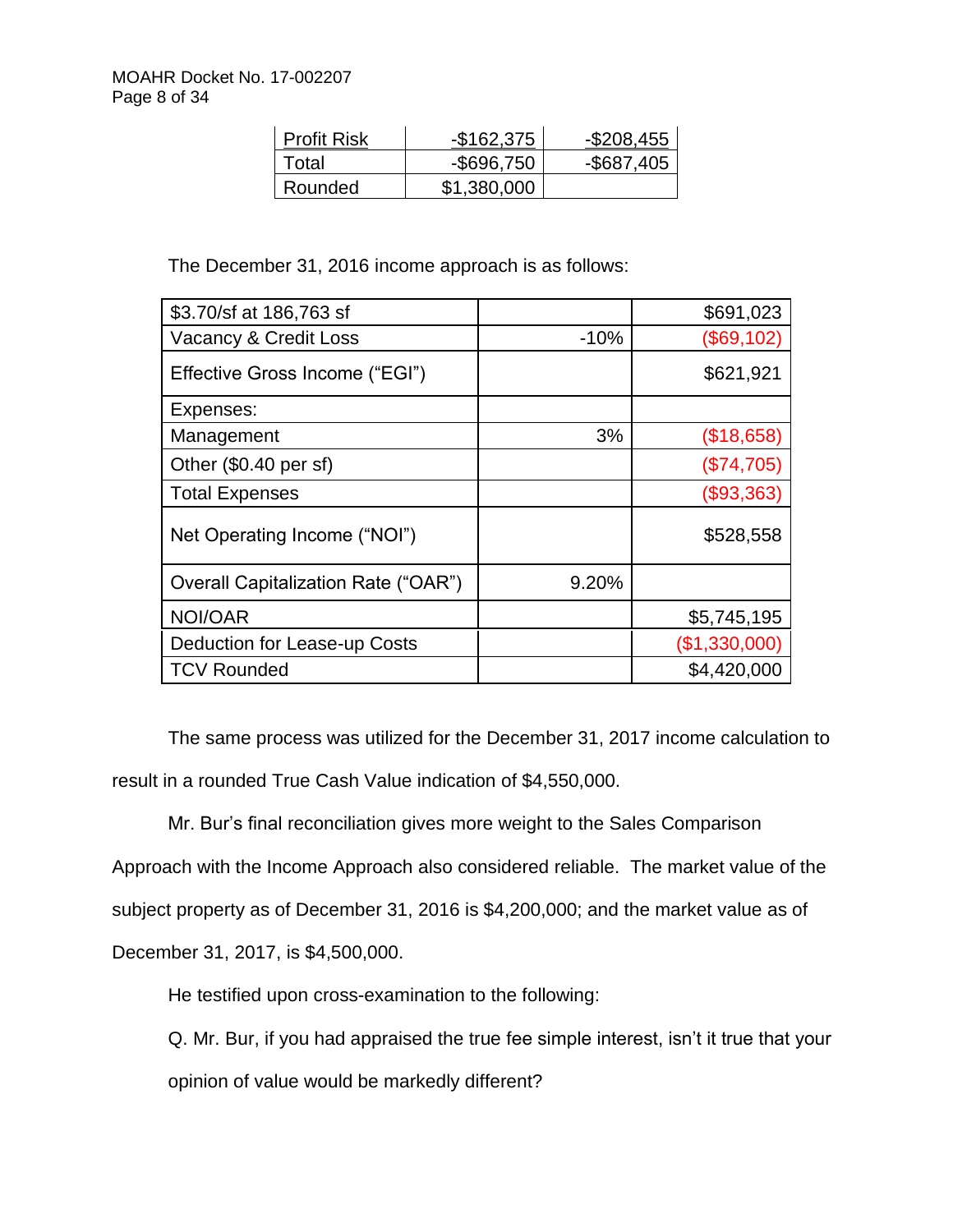| Profit Risk | -$162,375 | -$208,455 |
|---|---|---|
| Total | -$696,750 | -$687,405 |
| Rounded | $1,380,000 | |

The December 31, 2016 income approach is as follows:

| | | |
|---|---|---|
| $3.70/sf at 186,763 sf | | $691,023 |
| Vacancy & Credit Loss | -10% | ($69,102) |
| Effective Gross Income ("EGI") | | $621,921 |
| Expenses: | | |
| Management | 3% | ($18,658) |
| Other ($0.40 per sf) | | ($74,705) |
| Total Expenses | | ($93,363) |
| Net Operating Income ("NOI") | | $528,558 |
| Overall Capitalization Rate ("OAR") | 9.20% | |
| NOI/OAR | | $5,745,195 |
| Deduction for Lease-up Costs | | ($1,330,000) |
| TCV Rounded | | $4,420,000 |

The same process was utilized for the December 31, 2017 income calculation to result in a rounded True Cash Value indication of $4,550,000.

Mr. Bur's final reconciliation gives more weight to the Sales Comparison Approach with the Income Approach also considered reliable. The market value of the subject property as of December 31, 2016 is $4,200,000; and the market value as of December 31, 2017, is $4,500,000.

He testified upon cross-examination to the following:

Q. Mr. Bur, if you had appraised the true fee simple interest, isn't it true that your opinion of value would be markedly different?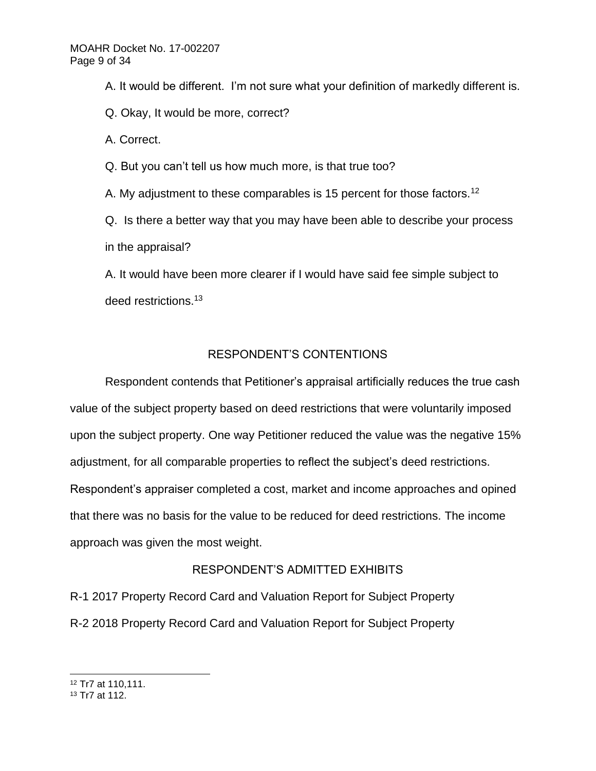A. It would be different. I'm not sure what your definition of markedly different is.

Q. Okay, It would be more, correct?

A. Correct.

Q. But you can't tell us how much more, is that true too?

A. My adjustment to these comparables is 15 percent for those factors.[12]

Q. Is there a better way that you may have been able to describe your process in the appraisal?

A. It would have been more clearer if I would have said fee simple subject to deed restrictions.[13]

## RESPONDENT'S CONTENTIONS

Respondent contends that Petitioner's appraisal artificially reduces the true cash value of the subject property based on deed restrictions that were voluntarily imposed upon the subject property. One way Petitioner reduced the value was the negative 15% adjustment, for all comparable properties to reflect the subject's deed restrictions. Respondent's appraiser completed a cost, market and income approaches and opined that there was no basis for the value to be reduced for deed restrictions. The income approach was given the most weight.

## RESPONDENT'S ADMITTED EXHIBITS

R-1 2017 Property Record Card and Valuation Report for Subject Property

R-2 2018 Property Record Card and Valuation Report for Subject Property

---

[12] Tr7 at 110,111.

[13] Tr7 at 112.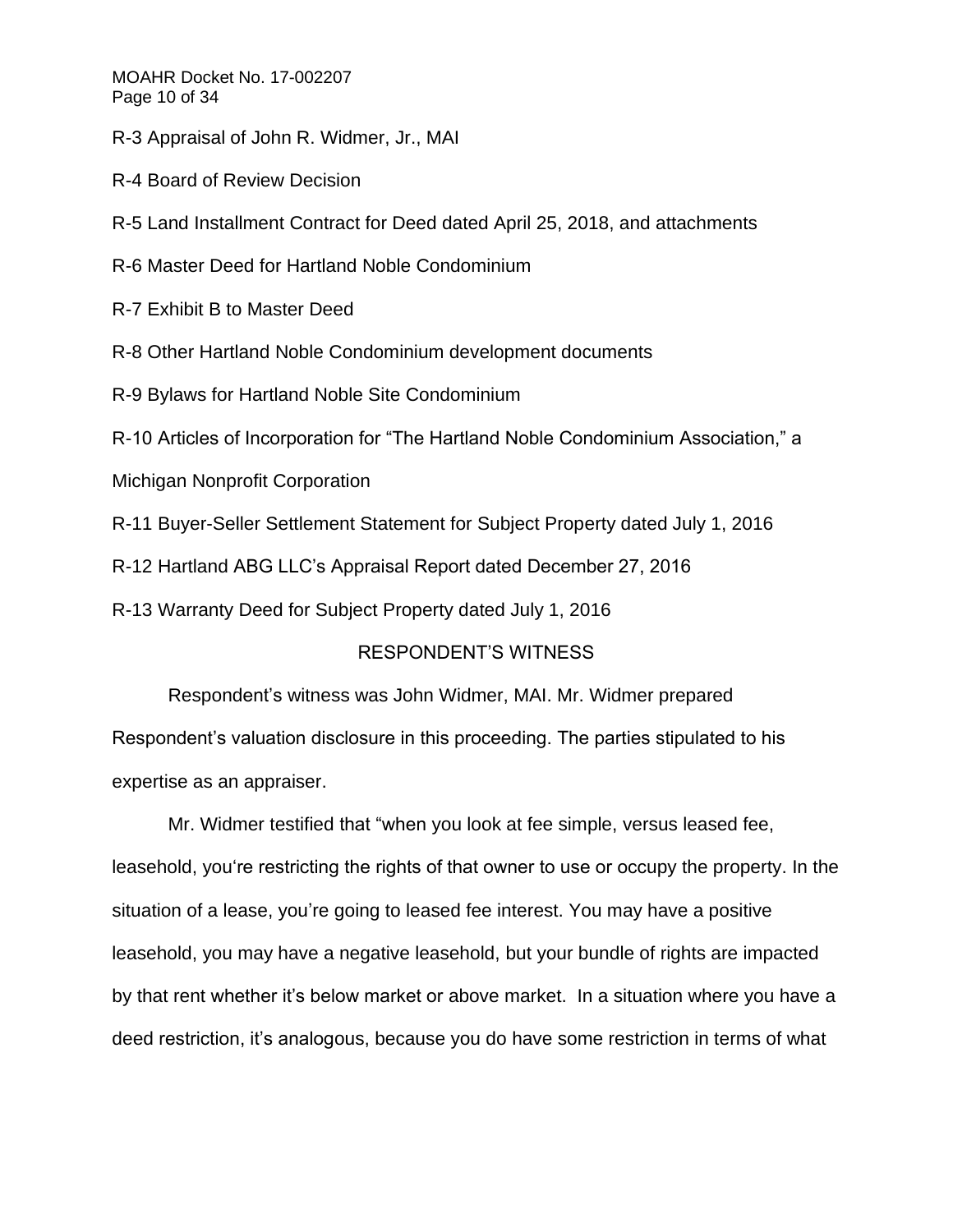R-3 Appraisal of John R. Widmer, Jr., MAI

R-4 Board of Review Decision

R-5 Land Installment Contract for Deed dated April 25, 2018, and attachments

R-6 Master Deed for Hartland Noble Condominium

R-7 Exhibit B to Master Deed

R-8 Other Hartland Noble Condominium development documents

R-9 Bylaws for Hartland Noble Site Condominium

R-10 Articles of Incorporation for "The Hartland Noble Condominium Association," a Michigan Nonprofit Corporation

R-11 Buyer-Seller Settlement Statement for Subject Property dated July 1, 2016

R-12 Hartland ABG LLC's Appraisal Report dated December 27, 2016

R-13 Warranty Deed for Subject Property dated July 1, 2016

## RESPONDENT'S WITNESS

Respondent's witness was John Widmer, MAI. Mr. Widmer prepared Respondent's valuation disclosure in this proceeding. The parties stipulated to his expertise as an appraiser.

Mr. Widmer testified that "when you look at fee simple, versus leased fee, leasehold, you're restricting the rights of that owner to use or occupy the property. In the situation of a lease, you're going to leased fee interest. You may have a positive leasehold, you may have a negative leasehold, but your bundle of rights are impacted by that rent whether it's below market or above market. In a situation where you have a deed restriction, it's analogous, because you do have some restriction in terms of what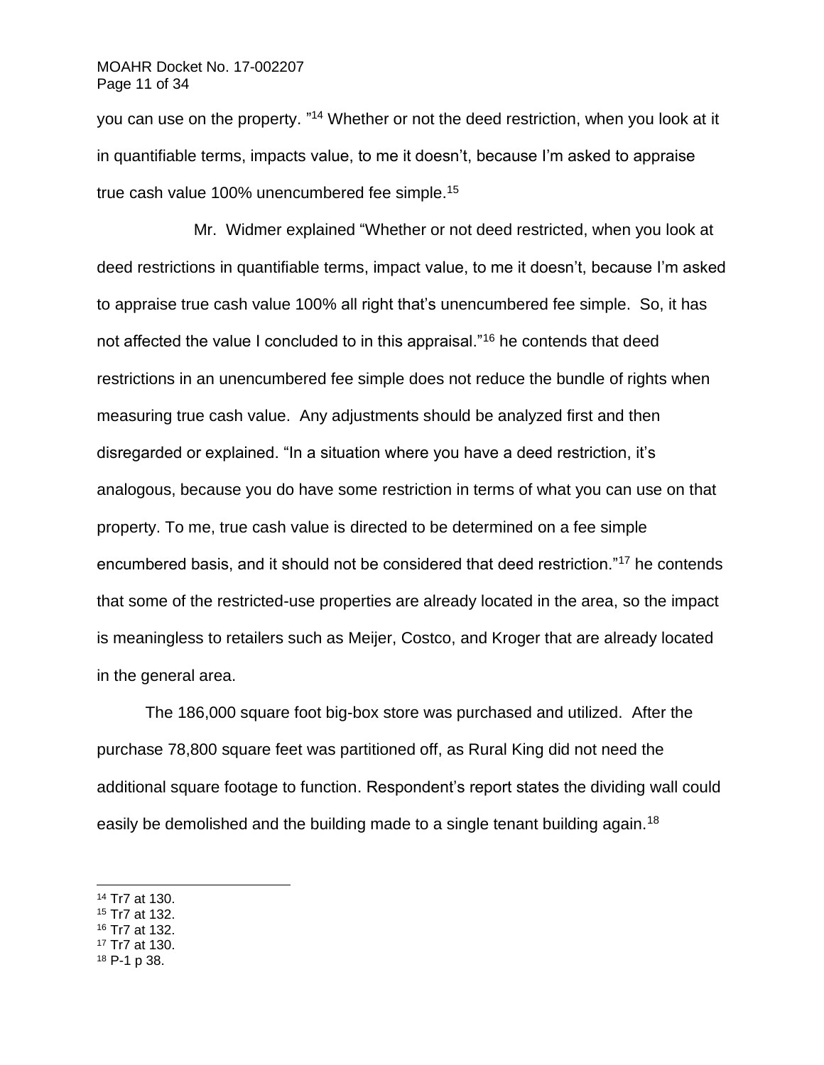you can use on the property. "[14] Whether or not the deed restriction, when you look at it in quantifiable terms, impacts value, to me it doesn't, because I'm asked to appraise true cash value 100% unencumbered fee simple.[15]

Mr. Widmer explained "Whether or not deed restricted, when you look at deed restrictions in quantifiable terms, impact value, to me it doesn't, because I'm asked to appraise true cash value 100% all right that's unencumbered fee simple. So, it has not affected the value I concluded to in this appraisal."[16] he contends that deed restrictions in an unencumbered fee simple does not reduce the bundle of rights when measuring true cash value. Any adjustments should be analyzed first and then disregarded or explained. "In a situation where you have a deed restriction, it's analogous, because you do have some restriction in terms of what you can use on that property. To me, true cash value is directed to be determined on a fee simple encumbered basis, and it should not be considered that deed restriction."[17] he contends that some of the restricted-use properties are already located in the area, so the impact is meaningless to retailers such as Meijer, Costco, and Kroger that are already located in the general area.

The 186,000 square foot big-box store was purchased and utilized. After the purchase 78,800 square feet was partitioned off, as Rural King did not need the additional square footage to function. Respondent's report states the dividing wall could easily be demolished and the building made to a single tenant building again.[18]

---

[14] Tr7 at 130.
[15] Tr7 at 132.
[16] Tr7 at 132.
[17] Tr7 at 130.
[18] P-1 p 38.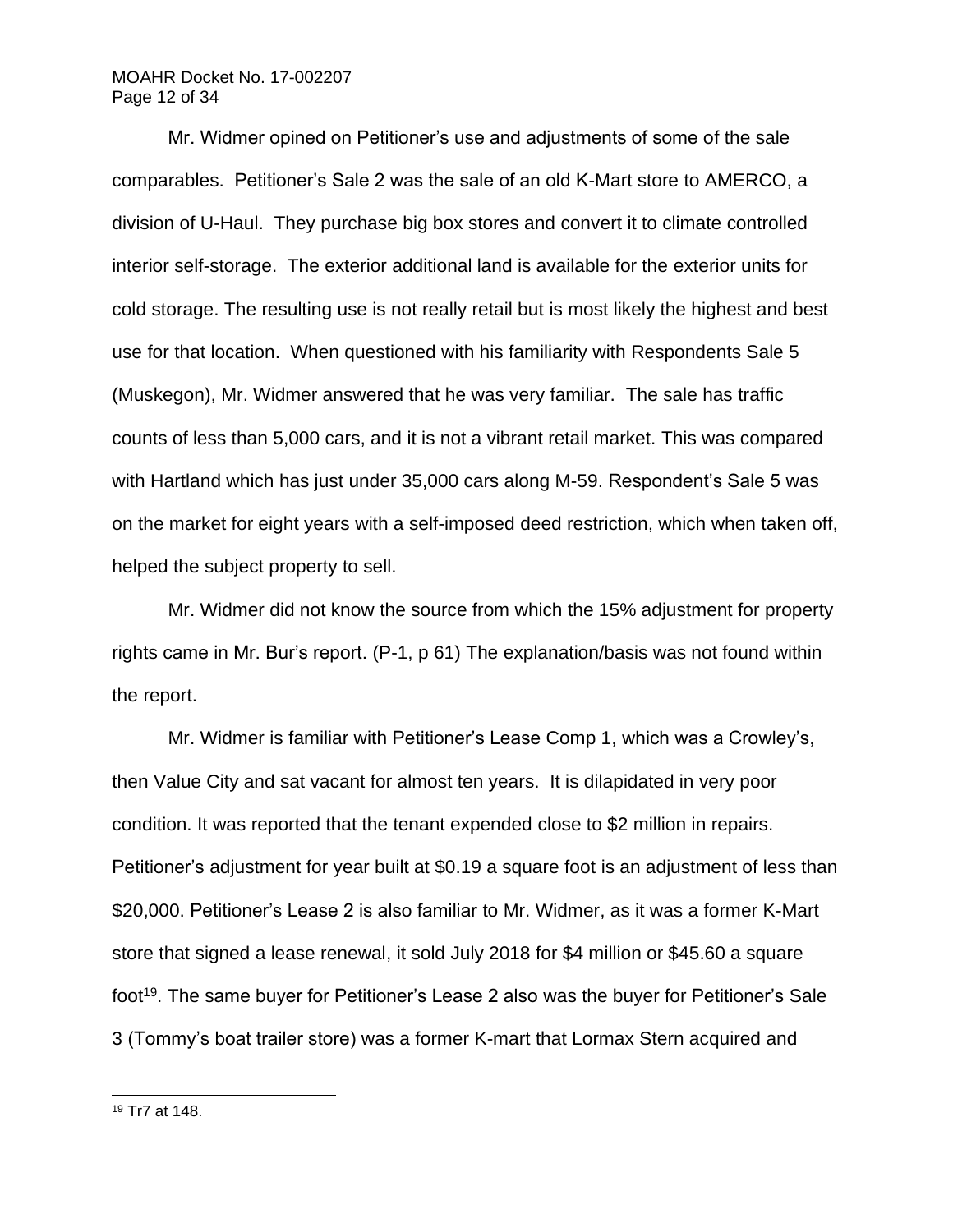Mr. Widmer opined on Petitioner's use and adjustments of some of the sale comparables. Petitioner's Sale 2 was the sale of an old K-Mart store to AMERCO, a division of U-Haul. They purchase big box stores and convert it to climate controlled interior self-storage. The exterior additional land is available for the exterior units for cold storage. The resulting use is not really retail but is most likely the highest and best use for that location. When questioned with his familiarity with Respondents Sale 5 (Muskegon), Mr. Widmer answered that he was very familiar. The sale has traffic counts of less than 5,000 cars, and it is not a vibrant retail market. This was compared with Hartland which has just under 35,000 cars along M-59. Respondent's Sale 5 was on the market for eight years with a self-imposed deed restriction, which when taken off, helped the subject property to sell.

Mr. Widmer did not know the source from which the 15% adjustment for property rights came in Mr. Bur's report. (P-1, p 61) The explanation/basis was not found within the report.

Mr. Widmer is familiar with Petitioner's Lease Comp 1, which was a Crowley's, then Value City and sat vacant for almost ten years. It is dilapidated in very poor condition. It was reported that the tenant expended close to $2 million in repairs. Petitioner's adjustment for year built at $0.19 a square foot is an adjustment of less than $20,000. Petitioner's Lease 2 is also familiar to Mr. Widmer, as it was a former K-Mart store that signed a lease renewal, it sold July 2018 for $4 million or $45.60 a square foot[19]. The same buyer for Petitioner's Lease 2 also was the buyer for Petitioner's Sale 3 (Tommy's boat trailer store) was a former K-mart that Lormax Stern acquired and

[19] Tr7 at 148.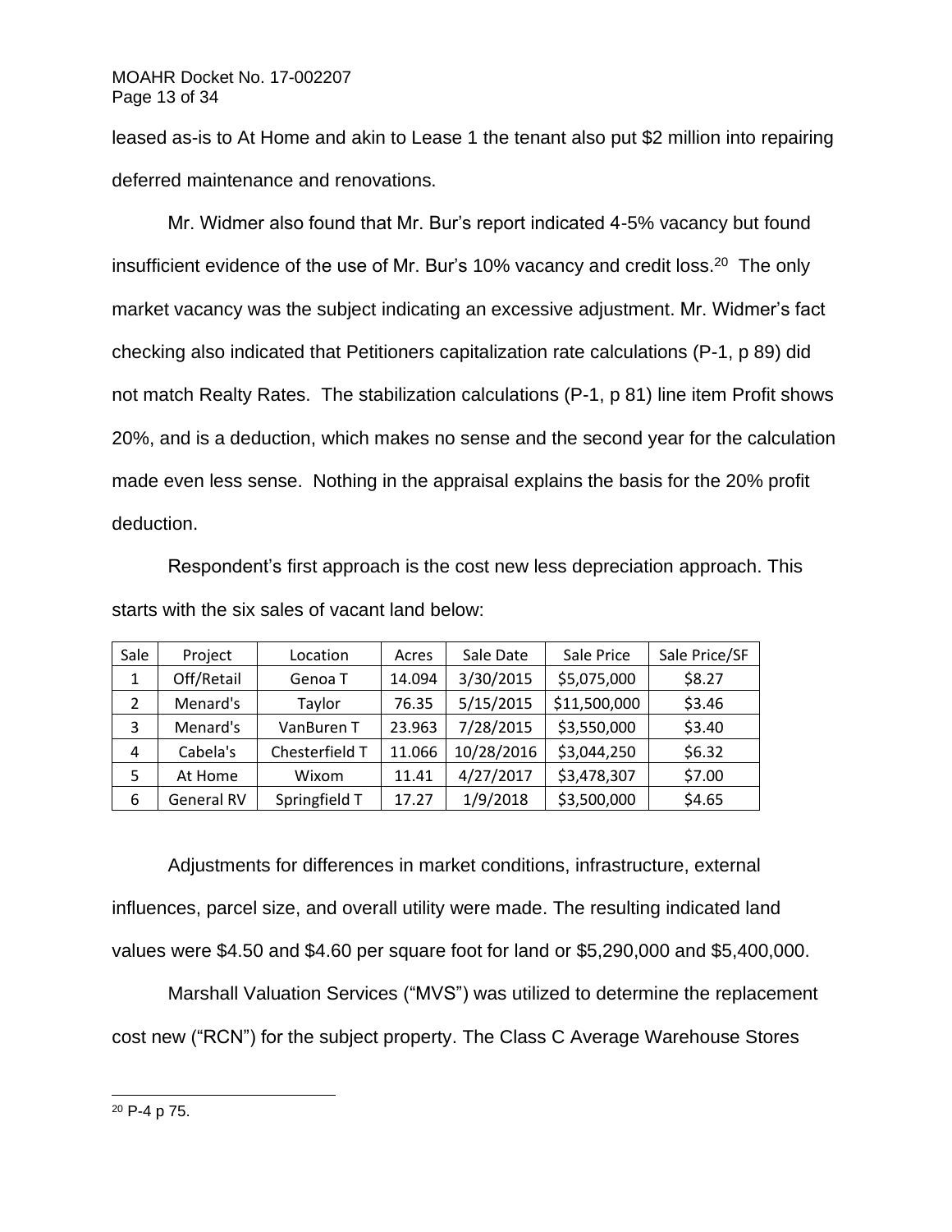leased as-is to At Home and akin to Lease 1 the tenant also put $2 million into repairing deferred maintenance and renovations.

Mr. Widmer also found that Mr. Bur's report indicated 4-5% vacancy but found insufficient evidence of the use of Mr. Bur's 10% vacancy and credit loss.[20] The only market vacancy was the subject indicating an excessive adjustment. Mr. Widmer's fact checking also indicated that Petitioners capitalization rate calculations (P-1, p 89) did not match Realty Rates. The stabilization calculations (P-1, p 81) line item Profit shows 20%, and is a deduction, which makes no sense and the second year for the calculation made even less sense. Nothing in the appraisal explains the basis for the 20% profit deduction.

Respondent's first approach is the cost new less depreciation approach. This starts with the six sales of vacant land below:

| Sale | Project | Location | Acres | Sale Date | Sale Price | Sale Price/SF |
|---|---|---|---|---|---|---|
| 1 | Off/Retail | Genoa T | 14.094 | 3/30/2015 | $5,075,000 | $8.27 |
| 2 | Menard's | Taylor | 76.35 | 5/15/2015 | $11,500,000 | $3.46 |
| 3 | Menard's | VanBuren T | 23.963 | 7/28/2015 | $3,550,000 | $3.40 |
| 4 | Cabela's | Chesterfield T | 11.066 | 10/28/2016 | $3,044,250 | $6.32 |
| 5 | At Home | Wixom | 11.41 | 4/27/2017 | $3,478,307 | $7.00 |
| 6 | General RV | Springfield T | 17.27 | 1/9/2018 | $3,500,000 | $4.65 |

Adjustments for differences in market conditions, infrastructure, external influences, parcel size, and overall utility were made. The resulting indicated land values were $4.50 and $4.60 per square foot for land or $5,290,000 and $5,400,000.

Marshall Valuation Services ("MVS") was utilized to determine the replacement cost new ("RCN") for the subject property. The Class C Average Warehouse Stores

[20] P-4 p 75.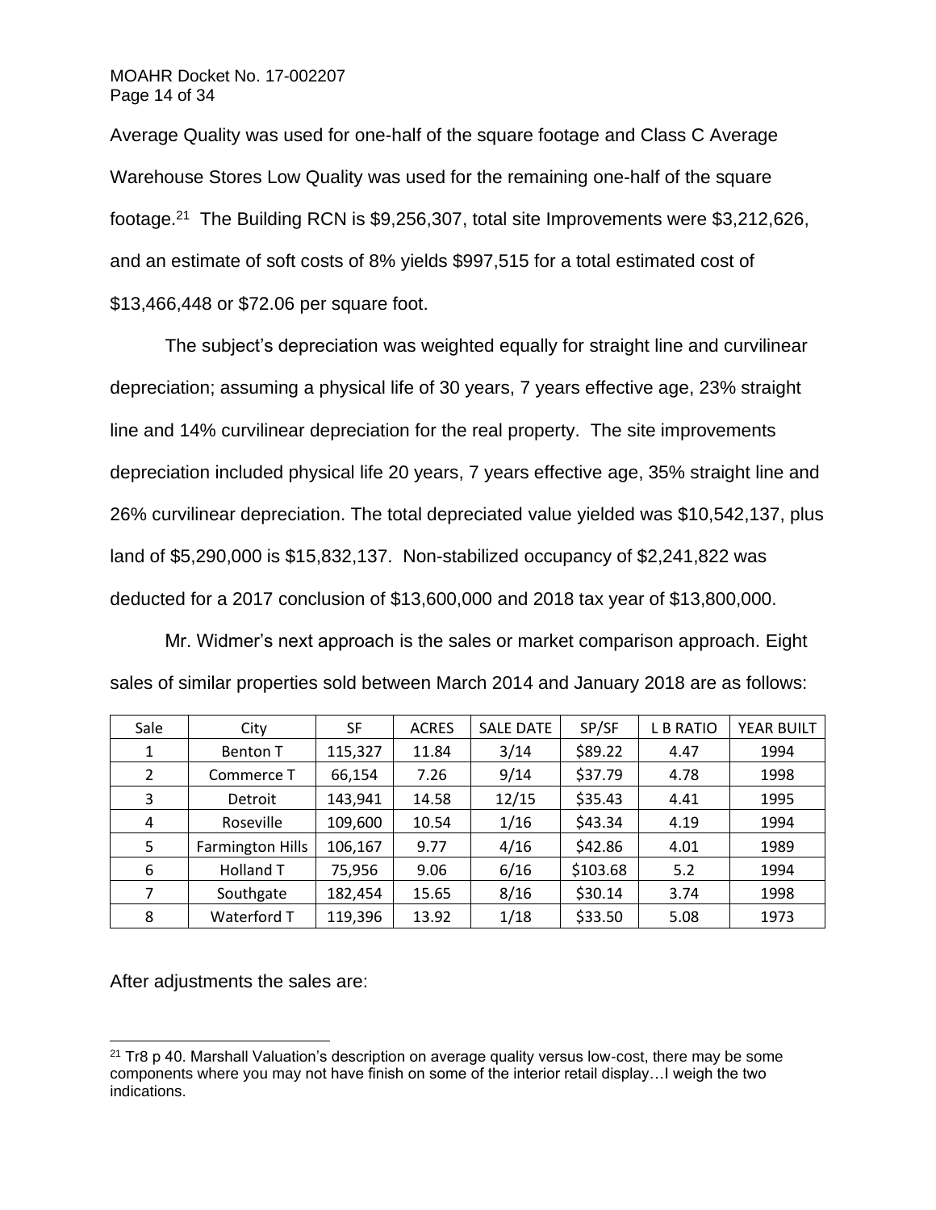Average Quality was used for one-half of the square footage and Class C Average Warehouse Stores Low Quality was used for the remaining one-half of the square footage.[21] The Building RCN is $9,256,307, total site Improvements were $3,212,626, and an estimate of soft costs of 8% yields $997,515 for a total estimated cost of $13,466,448 or $72.06 per square foot.

The subject's depreciation was weighted equally for straight line and curvilinear depreciation; assuming a physical life of 30 years, 7 years effective age, 23% straight line and 14% curvilinear depreciation for the real property. The site improvements depreciation included physical life 20 years, 7 years effective age, 35% straight line and 26% curvilinear depreciation. The total depreciated value yielded was $10,542,137, plus land of $5,290,000 is $15,832,137. Non-stabilized occupancy of $2,241,822 was deducted for a 2017 conclusion of $13,600,000 and 2018 tax year of $13,800,000.

Mr. Widmer's next approach is the sales or market comparison approach. Eight sales of similar properties sold between March 2014 and January 2018 are as follows:

| Sale | City | SF | ACRES | SALE DATE | SP/SF | L B RATIO | YEAR BUILT |
|---|---|---|---|---|---|---|---|
| 1 | Benton T | 115,327 | 11.84 | 3/14 | $89.22 | 4.47 | 1994 |
| 2 | Commerce T | 66,154 | 7.26 | 9/14 | $37.79 | 4.78 | 1998 |
| 3 | Detroit | 143,941 | 14.58 | 12/15 | $35.43 | 4.41 | 1995 |
| 4 | Roseville | 109,600 | 10.54 | 1/16 | $43.34 | 4.19 | 1994 |
| 5 | Farmington Hills | 106,167 | 9.77 | 4/16 | $42.86 | 4.01 | 1989 |
| 6 | Holland T | 75,956 | 9.06 | 6/16 | $103.68 | 5.2 | 1994 |
| 7 | Southgate | 182,454 | 15.65 | 8/16 | $30.14 | 3.74 | 1998 |
| 8 | Waterford T | 119,396 | 13.92 | 1/18 | $33.50 | 5.08 | 1973 |

After adjustments the sales are:

[21] Tr8 p 40. Marshall Valuation's description on average quality versus low-cost, there may be some components where you may not have finish on some of the interior retail display…I weigh the two indications.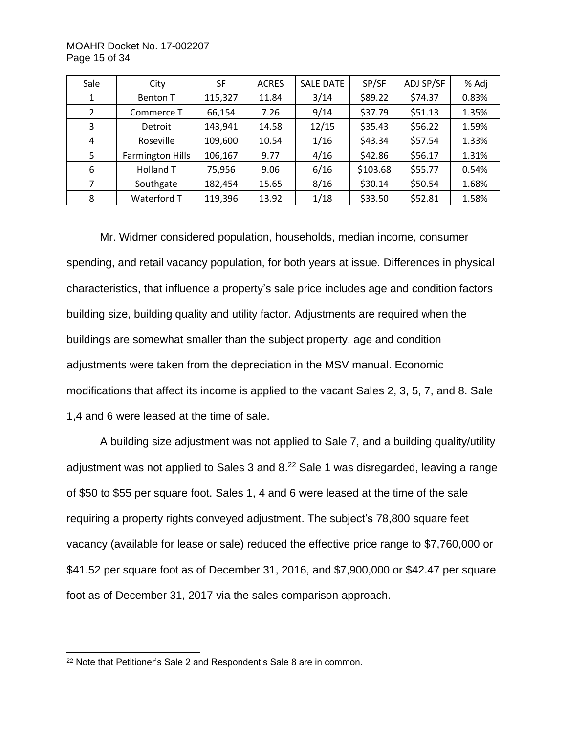| Sale | City | SF | ACRES | SALE DATE | SP/SF | ADJ SP/SF | % Adj |
|---|---|---|---|---|---|---|---|
| 1 | Benton T | 115,327 | 11.84 | 3/14 | $89.22 | $74.37 | 0.83% |
| 2 | Commerce T | 66,154 | 7.26 | 9/14 | $37.79 | $51.13 | 1.35% |
| 3 | Detroit | 143,941 | 14.58 | 12/15 | $35.43 | $56.22 | 1.59% |
| 4 | Roseville | 109,600 | 10.54 | 1/16 | $43.34 | $57.54 | 1.33% |
| 5 | Farmington Hills | 106,167 | 9.77 | 4/16 | $42.86 | $56.17 | 1.31% |
| 6 | Holland T | 75,956 | 9.06 | 6/16 | $103.68 | $55.77 | 0.54% |
| 7 | Southgate | 182,454 | 15.65 | 8/16 | $30.14 | $50.54 | 1.68% |
| 8 | Waterford T | 119,396 | 13.92 | 1/18 | $33.50 | $52.81 | 1.58% |

Mr. Widmer considered population, households, median income, consumer spending, and retail vacancy population, for both years at issue. Differences in physical characteristics, that influence a property's sale price includes age and condition factors building size, building quality and utility factor. Adjustments are required when the buildings are somewhat smaller than the subject property, age and condition adjustments were taken from the depreciation in the MSV manual. Economic modifications that affect its income is applied to the vacant Sales 2, 3, 5, 7, and 8. Sale 1,4 and 6 were leased at the time of sale.

A building size adjustment was not applied to Sale 7, and a building quality/utility adjustment was not applied to Sales 3 and 8.[22] Sale 1 was disregarded, leaving a range of $50 to $55 per square foot. Sales 1, 4 and 6 were leased at the time of the sale requiring a property rights conveyed adjustment. The subject's 78,800 square feet vacancy (available for lease or sale) reduced the effective price range to $7,760,000 or $41.52 per square foot as of December 31, 2016, and $7,900,000 or $42.47 per square foot as of December 31, 2017 via the sales comparison approach.

[22] Note that Petitioner's Sale 2 and Respondent's Sale 8 are in common.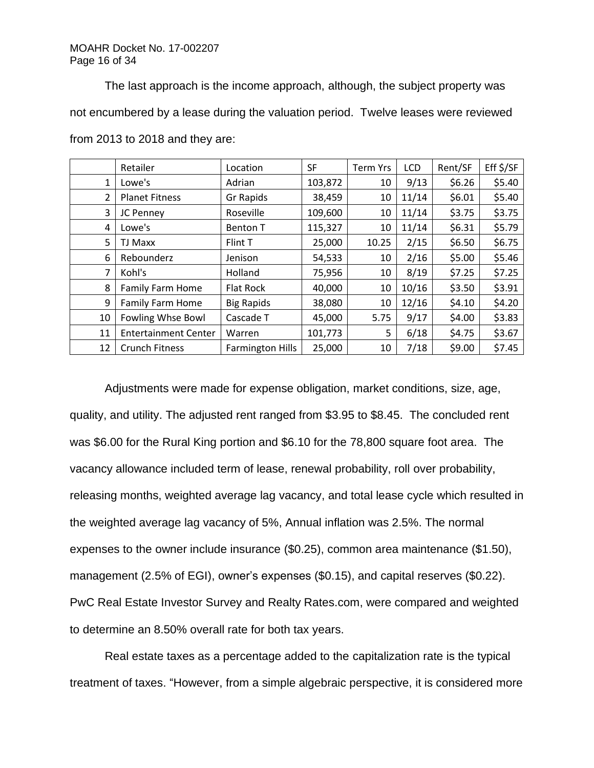The last approach is the income approach, although, the subject property was not encumbered by a lease during the valuation period. Twelve leases were reviewed from 2013 to 2018 and they are:

| | Retailer | Location | SF | Term Yrs | LCD | Rent/SF | Eff $/SF |
|---|---|---|---|---|---|---|---|
| 1 | Lowe's | Adrian | 103,872 | 10 | 9/13 | $6.26 | $5.40 |
| 2 | Planet Fitness | Gr Rapids | 38,459 | 10 | 11/14 | $6.01 | $5.40 |
| 3 | JC Penney | Roseville | 109,600 | 10 | 11/14 | $3.75 | $3.75 |
| 4 | Lowe's | Benton T | 115,327 | 10 | 11/14 | $6.31 | $5.79 |
| 5 | TJ Maxx | Flint T | 25,000 | 10.25 | 2/15 | $6.50 | $6.75 |
| 6 | Rebounderz | Jenison | 54,533 | 10 | 2/16 | $5.00 | $5.46 |
| 7 | Kohl's | Holland | 75,956 | 10 | 8/19 | $7.25 | $7.25 |
| 8 | Family Farm Home | Flat Rock | 40,000 | 10 | 10/16 | $3.50 | $3.91 |
| 9 | Family Farm Home | Big Rapids | 38,080 | 10 | 12/16 | $4.10 | $4.20 |
| 10 | Fowling Whse Bowl | Cascade T | 45,000 | 5.75 | 9/17 | $4.00 | $3.83 |
| 11 | Entertainment Center | Warren | 101,773 | 5 | 6/18 | $4.75 | $3.67 |
| 12 | Crunch Fitness | Farmington Hills | 25,000 | 10 | 7/18 | $9.00 | $7.45 |

Adjustments were made for expense obligation, market conditions, size, age, quality, and utility. The adjusted rent ranged from $3.95 to $8.45. The concluded rent was $6.00 for the Rural King portion and $6.10 for the 78,800 square foot area. The vacancy allowance included term of lease, renewal probability, roll over probability, releasing months, weighted average lag vacancy, and total lease cycle which resulted in the weighted average lag vacancy of 5%, Annual inflation was 2.5%. The normal expenses to the owner include insurance ($0.25), common area maintenance ($1.50), management (2.5% of EGI), owner's expenses ($0.15), and capital reserves ($0.22). PwC Real Estate Investor Survey and Realty Rates.com, were compared and weighted to determine an 8.50% overall rate for both tax years.

Real estate taxes as a percentage added to the capitalization rate is the typical treatment of taxes. "However, from a simple algebraic perspective, it is considered more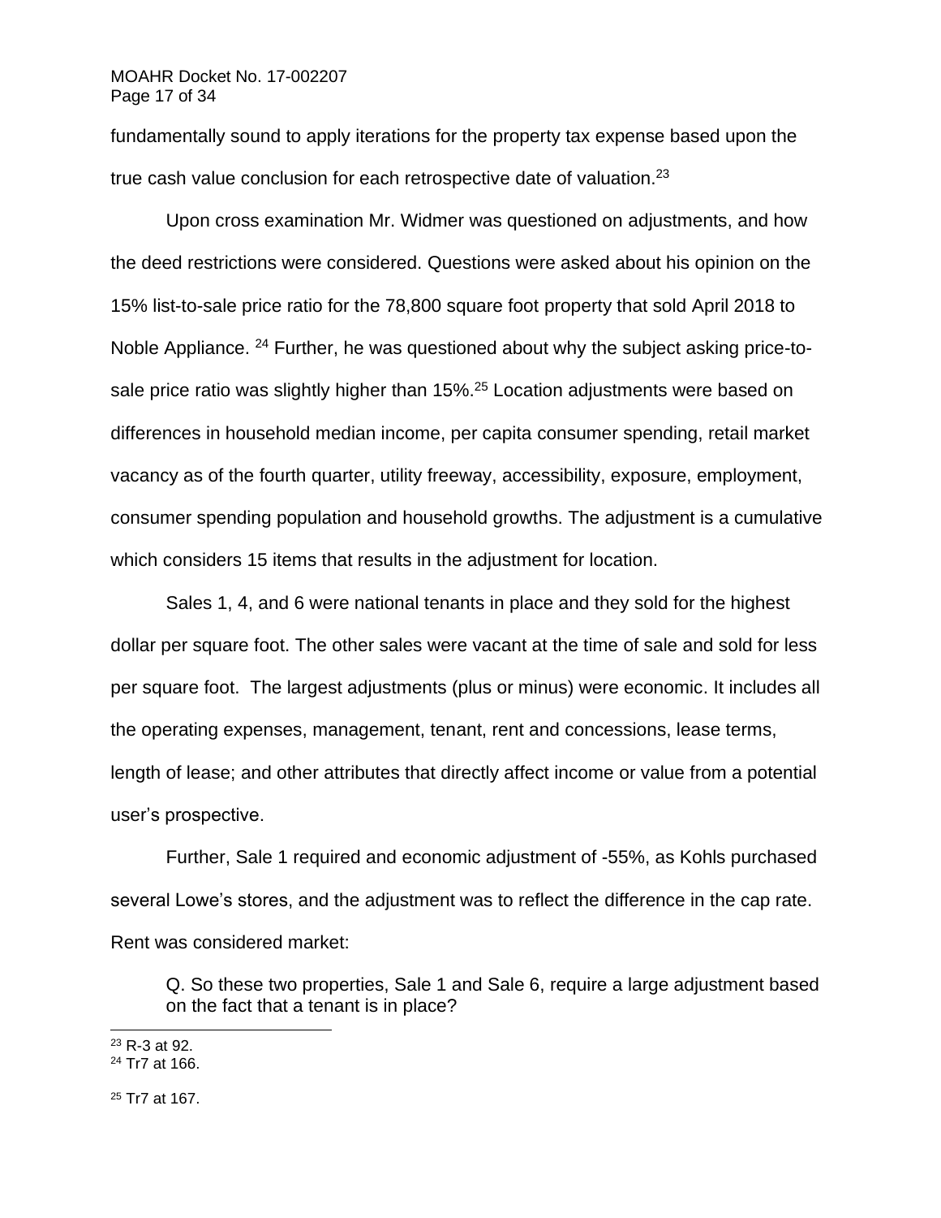fundamentally sound to apply iterations for the property tax expense based upon the true cash value conclusion for each retrospective date of valuation.[23]

Upon cross examination Mr. Widmer was questioned on adjustments, and how the deed restrictions were considered. Questions were asked about his opinion on the 15% list-to-sale price ratio for the 78,800 square foot property that sold April 2018 to Noble Appliance. [24] Further, he was questioned about why the subject asking price-to-sale price ratio was slightly higher than 15%.[25] Location adjustments were based on differences in household median income, per capita consumer spending, retail market vacancy as of the fourth quarter, utility freeway, accessibility, exposure, employment, consumer spending population and household growths. The adjustment is a cumulative which considers 15 items that results in the adjustment for location.

Sales 1, 4, and 6 were national tenants in place and they sold for the highest dollar per square foot. The other sales were vacant at the time of sale and sold for less per square foot. The largest adjustments (plus or minus) were economic. It includes all the operating expenses, management, tenant, rent and concessions, lease terms, length of lease; and other attributes that directly affect income or value from a potential user's prospective.

Further, Sale 1 required and economic adjustment of -55%, as Kohls purchased several Lowe's stores, and the adjustment was to reflect the difference in the cap rate. Rent was considered market:

> Q. So these two properties, Sale 1 and Sale 6, require a large adjustment based on the fact that a tenant is in place?

---

[23] R-3 at 92.

[24] Tr7 at 166.

[25] Tr7 at 167.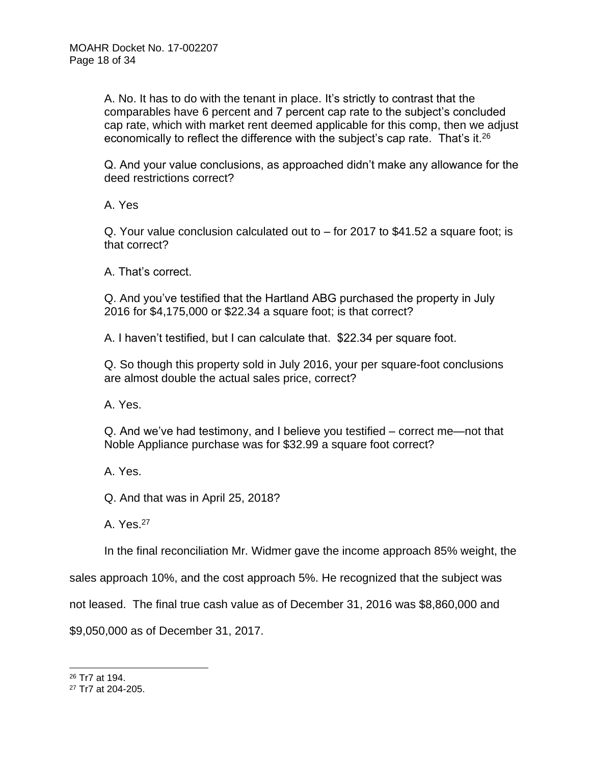> A. No. It has to do with the tenant in place. It's strictly to contrast that the comparables have 6 percent and 7 percent cap rate to the subject's concluded cap rate, which with market rent deemed applicable for this comp, then we adjust economically to reflect the difference with the subject's cap rate. That's it.[26]
>
> Q. And your value conclusions, as approached didn't make any allowance for the deed restrictions correct?
>
> A. Yes
>
> Q. Your value conclusion calculated out to – for 2017 to $41.52 a square foot; is that correct?
>
> A. That's correct.
>
> Q. And you've testified that the Hartland ABG purchased the property in July 2016 for $4,175,000 or $22.34 a square foot; is that correct?
>
> A. I haven't testified, but I can calculate that. $22.34 per square foot.
>
> Q. So though this property sold in July 2016, your per square-foot conclusions are almost double the actual sales price, correct?
>
> A. Yes.
>
> Q. And we've had testimony, and I believe you testified – correct me—not that Noble Appliance purchase was for $32.99 a square foot correct?
>
> A. Yes.
>
> Q. And that was in April 25, 2018?
>
> A. Yes.[27]

In the final reconciliation Mr. Widmer gave the income approach 85% weight, the sales approach 10%, and the cost approach 5%. He recognized that the subject was not leased. The final true cash value as of December 31, 2016 was $8,860,000 and $9,050,000 as of December 31, 2017.

---

[26] Tr7 at 194.

[27] Tr7 at 204-205.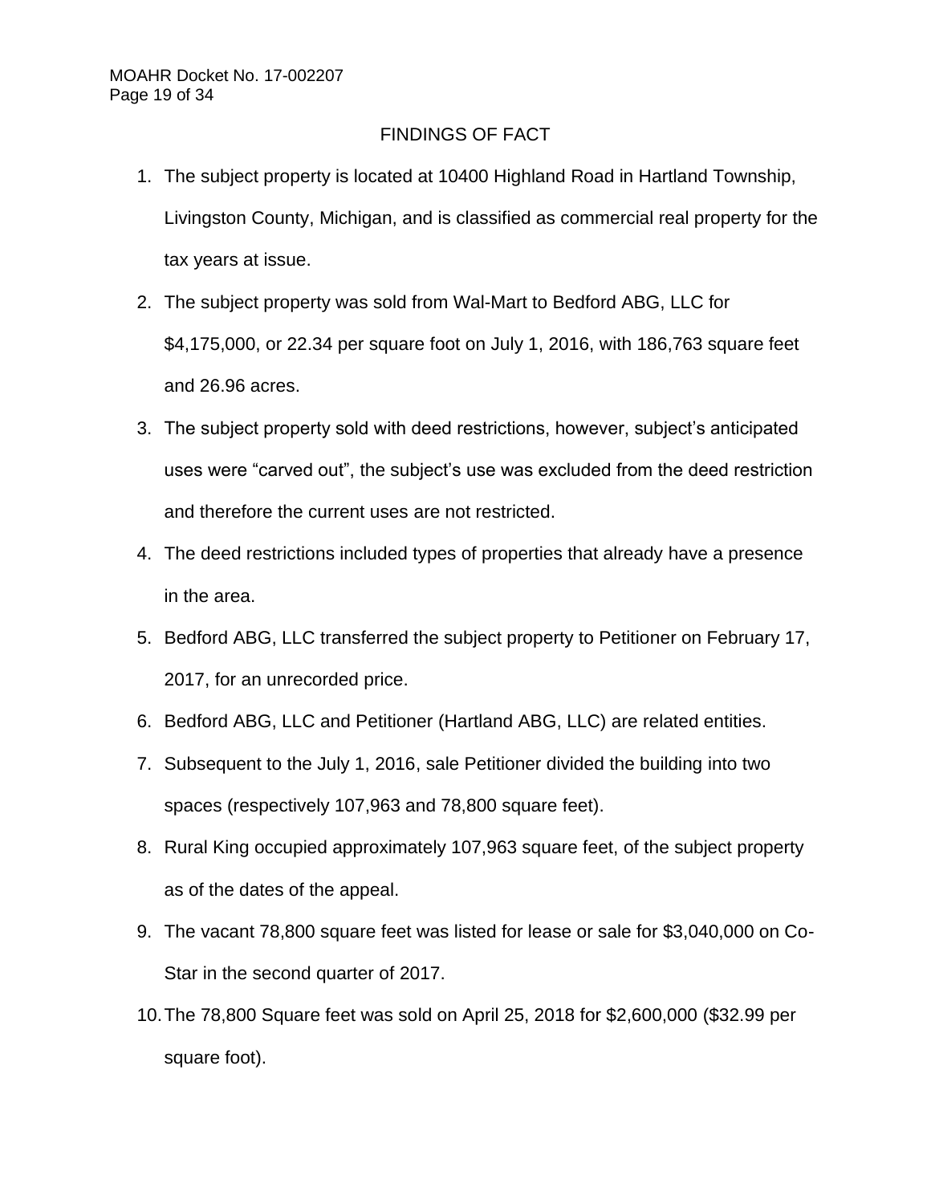## FINDINGS OF FACT

1. The subject property is located at 10400 Highland Road in Hartland Township, Livingston County, Michigan, and is classified as commercial real property for the tax years at issue.
2. The subject property was sold from Wal-Mart to Bedford ABG, LLC for $4,175,000, or 22.34 per square foot on July 1, 2016, with 186,763 square feet and 26.96 acres.
3. The subject property sold with deed restrictions, however, subject's anticipated uses were "carved out", the subject's use was excluded from the deed restriction and therefore the current uses are not restricted.
4. The deed restrictions included types of properties that already have a presence in the area.
5. Bedford ABG, LLC transferred the subject property to Petitioner on February 17, 2017, for an unrecorded price.
6. Bedford ABG, LLC and Petitioner (Hartland ABG, LLC) are related entities.
7. Subsequent to the July 1, 2016, sale Petitioner divided the building into two spaces (respectively 107,963 and 78,800 square feet).
8. Rural King occupied approximately 107,963 square feet, of the subject property as of the dates of the appeal.
9. The vacant 78,800 square feet was listed for lease or sale for $3,040,000 on Co-Star in the second quarter of 2017.
10. The 78,800 Square feet was sold on April 25, 2018 for $2,600,000 ($32.99 per square foot).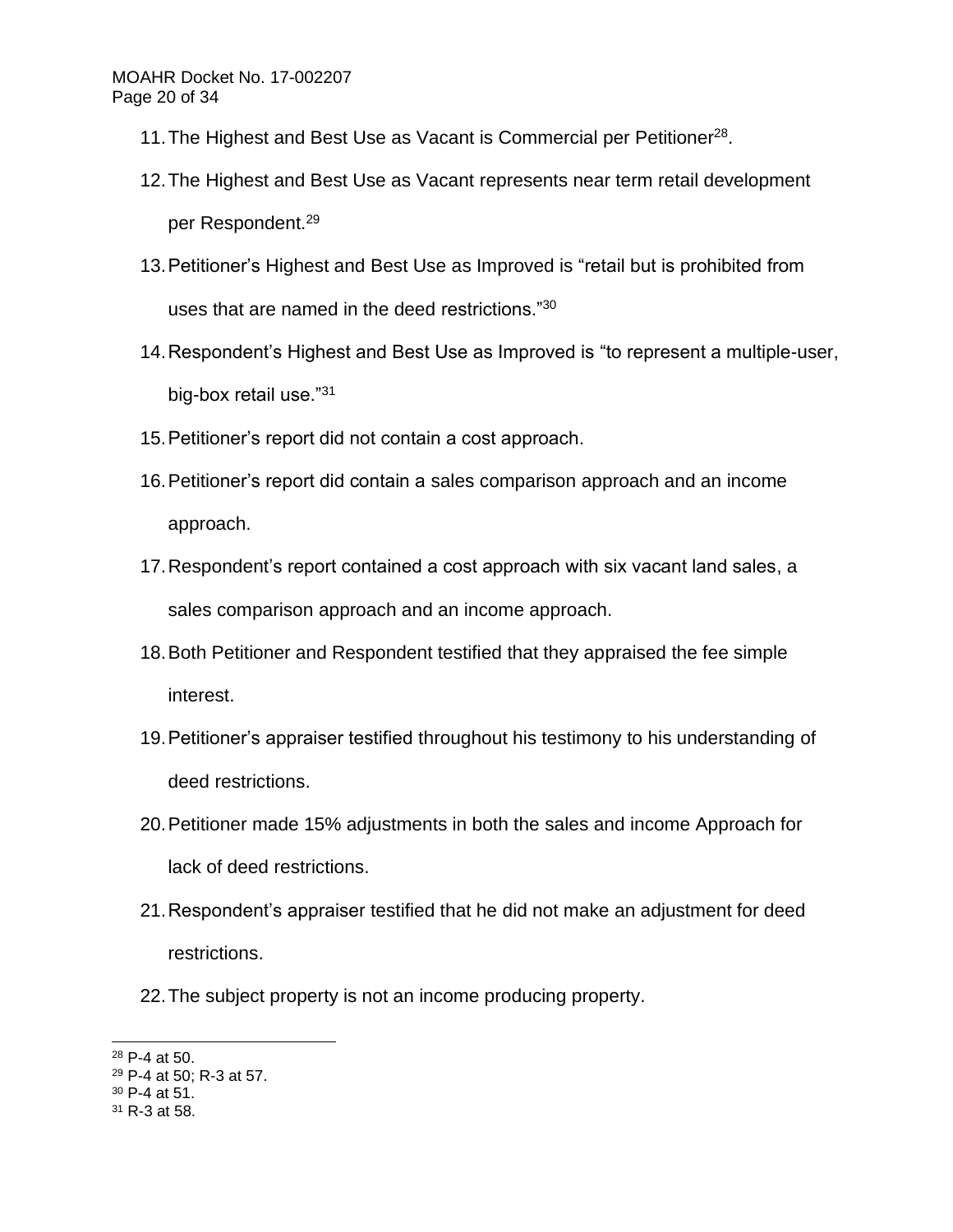11. The Highest and Best Use as Vacant is Commercial per Petitioner[28].
12. The Highest and Best Use as Vacant represents near term retail development per Respondent.[29]
13. Petitioner's Highest and Best Use as Improved is "retail but is prohibited from uses that are named in the deed restrictions."[30]
14. Respondent's Highest and Best Use as Improved is "to represent a multiple-user, big-box retail use."[31]
15. Petitioner's report did not contain a cost approach.
16. Petitioner's report did contain a sales comparison approach and an income approach.
17. Respondent's report contained a cost approach with six vacant land sales, a sales comparison approach and an income approach.
18. Both Petitioner and Respondent testified that they appraised the fee simple interest.
19. Petitioner's appraiser testified throughout his testimony to his understanding of deed restrictions.
20. Petitioner made 15% adjustments in both the sales and income Approach for lack of deed restrictions.
21. Respondent's appraiser testified that he did not make an adjustment for deed restrictions.
22. The subject property is not an income producing property.

---

[28] P-4 at 50.
[29] P-4 at 50; R-3 at 57.
[30] P-4 at 51.
[31] R-3 at 58.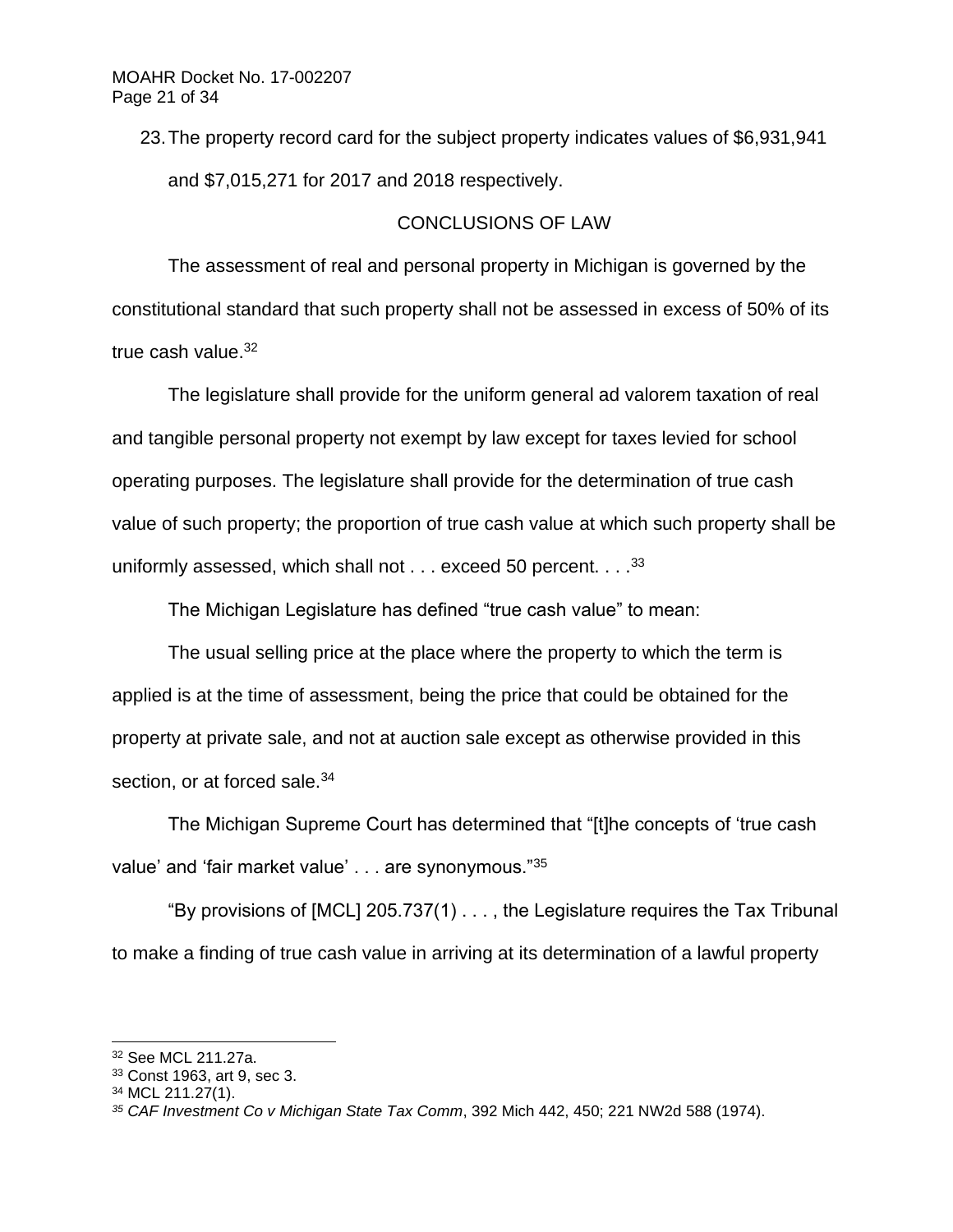23. The property record card for the subject property indicates values of $6,931,941 and $7,015,271 for 2017 and 2018 respectively.

## CONCLUSIONS OF LAW

The assessment of real and personal property in Michigan is governed by the constitutional standard that such property shall not be assessed in excess of 50% of its true cash value.[32]

> The legislature shall provide for the uniform general ad valorem taxation of real and tangible personal property not exempt by law except for taxes levied for school operating purposes. The legislature shall provide for the determination of true cash value of such property; the proportion of true cash value at which such property shall be uniformly assessed, which shall not . . . exceed 50 percent. . . .[33]

The Michigan Legislature has defined "true cash value" to mean:

> The usual selling price at the place where the property to which the term is applied is at the time of assessment, being the price that could be obtained for the property at private sale, and not at auction sale except as otherwise provided in this section, or at forced sale.[34]

The Michigan Supreme Court has determined that "[t]he concepts of 'true cash value' and 'fair market value' . . . are synonymous."[35]

"By provisions of [MCL] 205.737(1) . . . , the Legislature requires the Tax Tribunal to make a finding of true cash value in arriving at its determination of a lawful property

---

[32] See MCL 211.27a.

[33] Const 1963, art 9, sec 3.

[34] MCL 211.27(1).

[35] *CAF Investment Co v Michigan State Tax Comm*, 392 Mich 442, 450; 221 NW2d 588 (1974).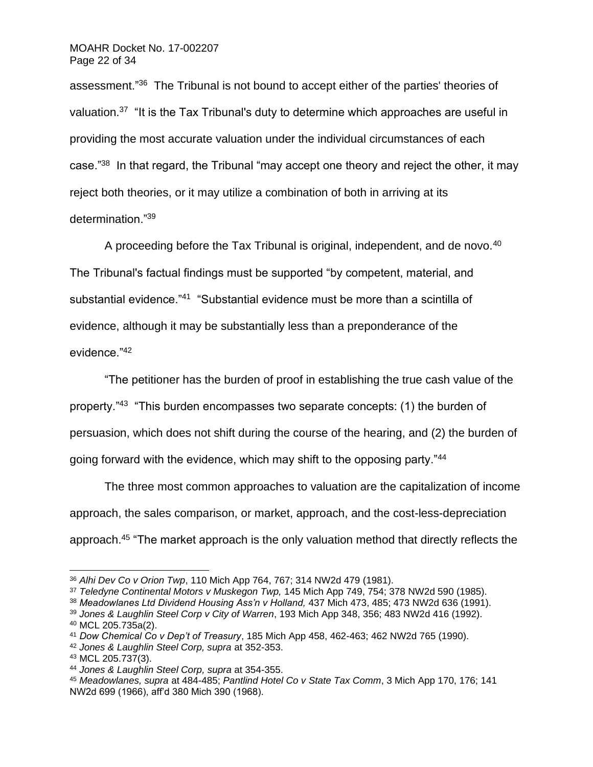assessment."[36] The Tribunal is not bound to accept either of the parties' theories of valuation.[37] "It is the Tax Tribunal's duty to determine which approaches are useful in providing the most accurate valuation under the individual circumstances of each case."[38] In that regard, the Tribunal "may accept one theory and reject the other, it may reject both theories, or it may utilize a combination of both in arriving at its determination."[39]

A proceeding before the Tax Tribunal is original, independent, and de novo.[40] The Tribunal's factual findings must be supported "by competent, material, and substantial evidence."[41] "Substantial evidence must be more than a scintilla of evidence, although it may be substantially less than a preponderance of the evidence."[42]

"The petitioner has the burden of proof in establishing the true cash value of the property."[43] "This burden encompasses two separate concepts: (1) the burden of persuasion, which does not shift during the course of the hearing, and (2) the burden of going forward with the evidence, which may shift to the opposing party."[44]

The three most common approaches to valuation are the capitalization of income approach, the sales comparison, or market, approach, and the cost-less-depreciation approach.[45] "The market approach is the only valuation method that directly reflects the

---

[36] *Alhi Dev Co v Orion Twp*, 110 Mich App 764, 767; 314 NW2d 479 (1981).

[37] *Teledyne Continental Motors v Muskegon Twp,* 145 Mich App 749, 754; 378 NW2d 590 (1985).

[38] *Meadowlanes Ltd Dividend Housing Ass'n v Holland,* 437 Mich 473, 485; 473 NW2d 636 (1991).

[39] *Jones & Laughlin Steel Corp v City of Warren*, 193 Mich App 348, 356; 483 NW2d 416 (1992).

[40] MCL 205.735a(2).

[41] *Dow Chemical Co v Dep't of Treasury*, 185 Mich App 458, 462-463; 462 NW2d 765 (1990).

[42] *Jones & Laughlin Steel Corp, supra* at 352-353.

[43] MCL 205.737(3).

[44] *Jones & Laughlin Steel Corp, supra* at 354-355.

[45] *Meadowlanes, supra* at 484-485; *Pantlind Hotel Co v State Tax Comm*, 3 Mich App 170, 176; 141 NW2d 699 (1966), aff'd 380 Mich 390 (1968).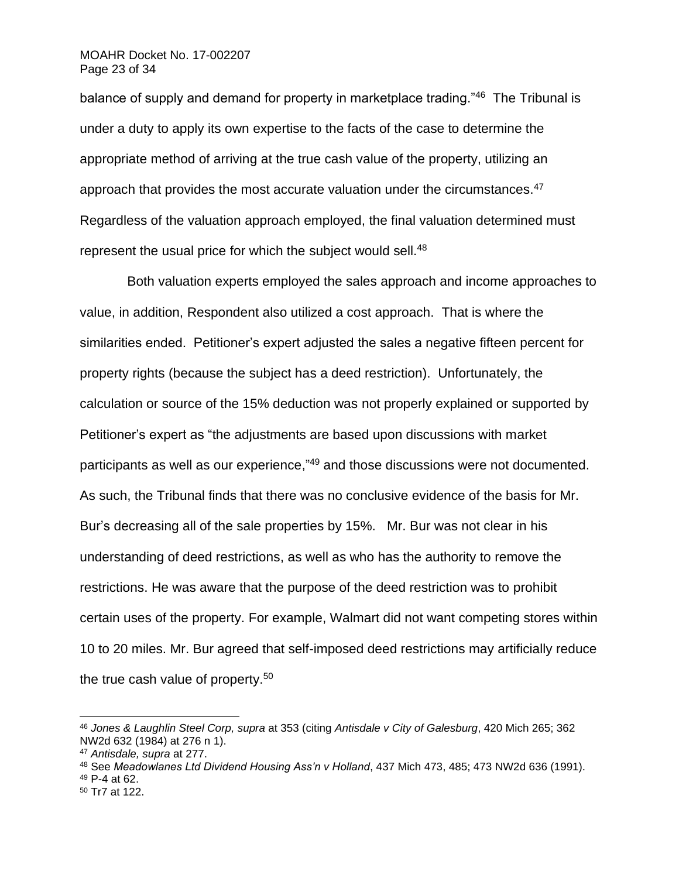balance of supply and demand for property in marketplace trading."[46] The Tribunal is under a duty to apply its own expertise to the facts of the case to determine the appropriate method of arriving at the true cash value of the property, utilizing an approach that provides the most accurate valuation under the circumstances.[47] Regardless of the valuation approach employed, the final valuation determined must represent the usual price for which the subject would sell.[48]

Both valuation experts employed the sales approach and income approaches to value, in addition, Respondent also utilized a cost approach. That is where the similarities ended. Petitioner's expert adjusted the sales a negative fifteen percent for property rights (because the subject has a deed restriction). Unfortunately, the calculation or source of the 15% deduction was not properly explained or supported by Petitioner's expert as "the adjustments are based upon discussions with market participants as well as our experience,"[49] and those discussions were not documented. As such, the Tribunal finds that there was no conclusive evidence of the basis for Mr. Bur's decreasing all of the sale properties by 15%. Mr. Bur was not clear in his understanding of deed restrictions, as well as who has the authority to remove the restrictions. He was aware that the purpose of the deed restriction was to prohibit certain uses of the property. For example, Walmart did not want competing stores within 10 to 20 miles. Mr. Bur agreed that self-imposed deed restrictions may artificially reduce the true cash value of property.[50]

---

[46] *Jones & Laughlin Steel Corp, supra* at 353 (citing *Antisdale v City of Galesburg*, 420 Mich 265; 362 NW2d 632 (1984) at 276 n 1).

[47] *Antisdale, supra* at 277.

[48] See *Meadowlanes Ltd Dividend Housing Ass'n v Holland*, 437 Mich 473, 485; 473 NW2d 636 (1991).

[49] P-4 at 62.

[50] Tr7 at 122.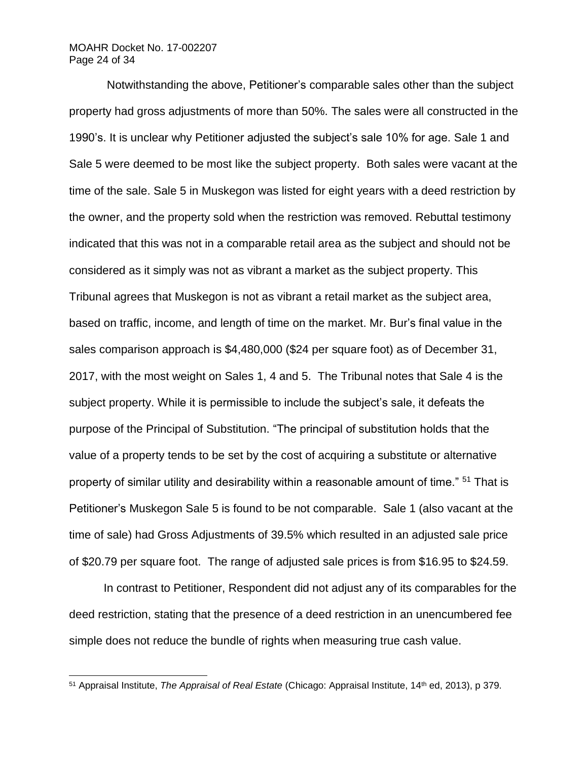Notwithstanding the above, Petitioner's comparable sales other than the subject property had gross adjustments of more than 50%. The sales were all constructed in the 1990's. It is unclear why Petitioner adjusted the subject's sale 10% for age. Sale 1 and Sale 5 were deemed to be most like the subject property. Both sales were vacant at the time of the sale. Sale 5 in Muskegon was listed for eight years with a deed restriction by the owner, and the property sold when the restriction was removed. Rebuttal testimony indicated that this was not in a comparable retail area as the subject and should not be considered as it simply was not as vibrant a market as the subject property. This Tribunal agrees that Muskegon is not as vibrant a retail market as the subject area, based on traffic, income, and length of time on the market. Mr. Bur's final value in the sales comparison approach is $4,480,000 ($24 per square foot) as of December 31, 2017, with the most weight on Sales 1, 4 and 5. The Tribunal notes that Sale 4 is the subject property. While it is permissible to include the subject's sale, it defeats the purpose of the Principal of Substitution. "The principal of substitution holds that the value of a property tends to be set by the cost of acquiring a substitute or alternative property of similar utility and desirability within a reasonable amount of time." [51] That is Petitioner's Muskegon Sale 5 is found to be not comparable. Sale 1 (also vacant at the time of sale) had Gross Adjustments of 39.5% which resulted in an adjusted sale price of $20.79 per square foot. The range of adjusted sale prices is from $16.95 to $24.59.

In contrast to Petitioner, Respondent did not adjust any of its comparables for the deed restriction, stating that the presence of a deed restriction in an unencumbered fee simple does not reduce the bundle of rights when measuring true cash value.

---

[51] Appraisal Institute, *The Appraisal of Real Estate* (Chicago: Appraisal Institute, 14th ed, 2013), p 379.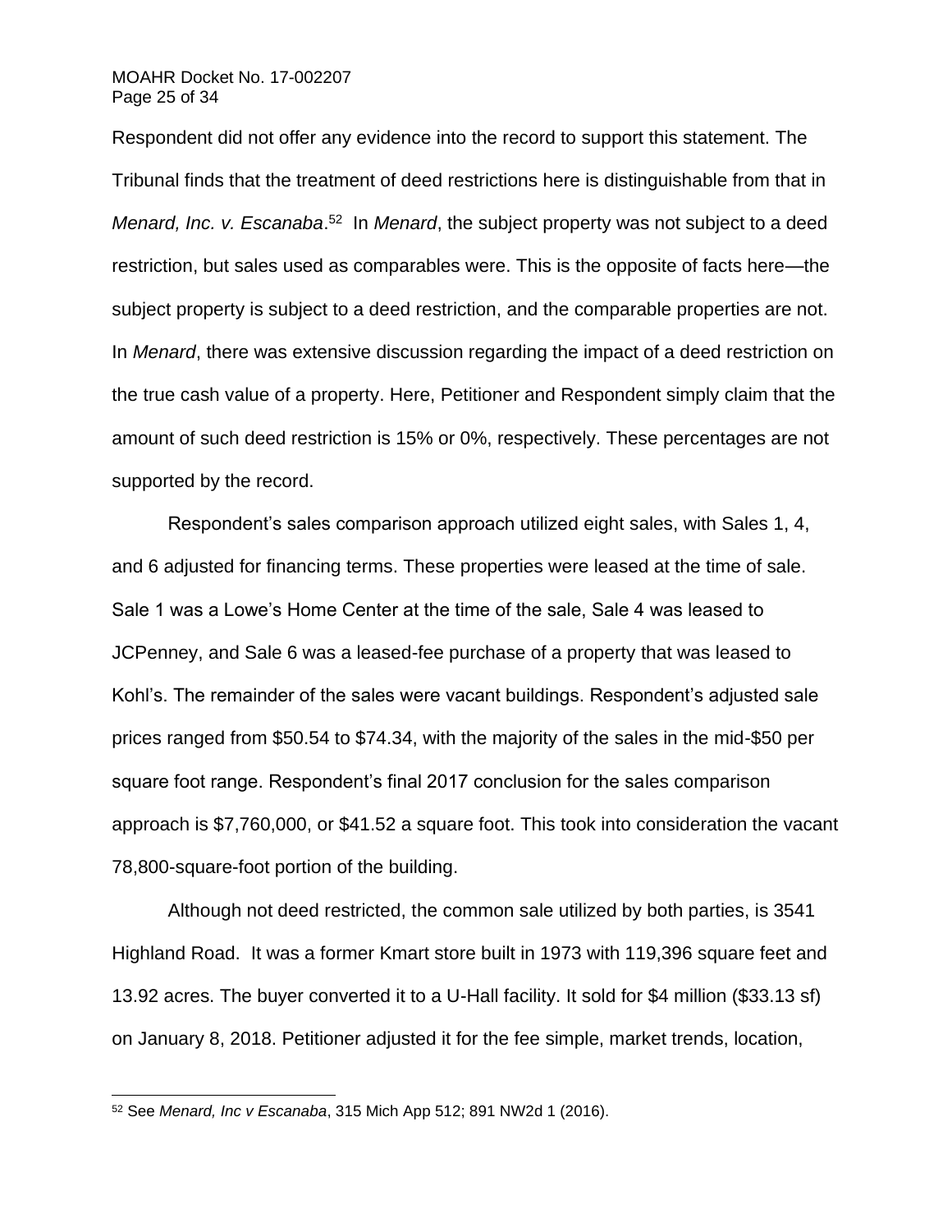Respondent did not offer any evidence into the record to support this statement. The Tribunal finds that the treatment of deed restrictions here is distinguishable from that in *Menard, Inc. v. Escanaba*.[52] In *Menard*, the subject property was not subject to a deed restriction, but sales used as comparables were. This is the opposite of facts here—the subject property is subject to a deed restriction, and the comparable properties are not. In *Menard*, there was extensive discussion regarding the impact of a deed restriction on the true cash value of a property. Here, Petitioner and Respondent simply claim that the amount of such deed restriction is 15% or 0%, respectively. These percentages are not supported by the record.

Respondent's sales comparison approach utilized eight sales, with Sales 1, 4, and 6 adjusted for financing terms. These properties were leased at the time of sale. Sale 1 was a Lowe's Home Center at the time of the sale, Sale 4 was leased to JCPenney, and Sale 6 was a leased-fee purchase of a property that was leased to Kohl's. The remainder of the sales were vacant buildings. Respondent's adjusted sale prices ranged from $50.54 to $74.34, with the majority of the sales in the mid-$50 per square foot range. Respondent's final 2017 conclusion for the sales comparison approach is $7,760,000, or $41.52 a square foot. This took into consideration the vacant 78,800-square-foot portion of the building.

Although not deed restricted, the common sale utilized by both parties, is 3541 Highland Road. It was a former Kmart store built in 1973 with 119,396 square feet and 13.92 acres. The buyer converted it to a U-Hall facility. It sold for $4 million ($33.13 sf) on January 8, 2018. Petitioner adjusted it for the fee simple, market trends, location,

---

[52] See *Menard, Inc v Escanaba*, 315 Mich App 512; 891 NW2d 1 (2016).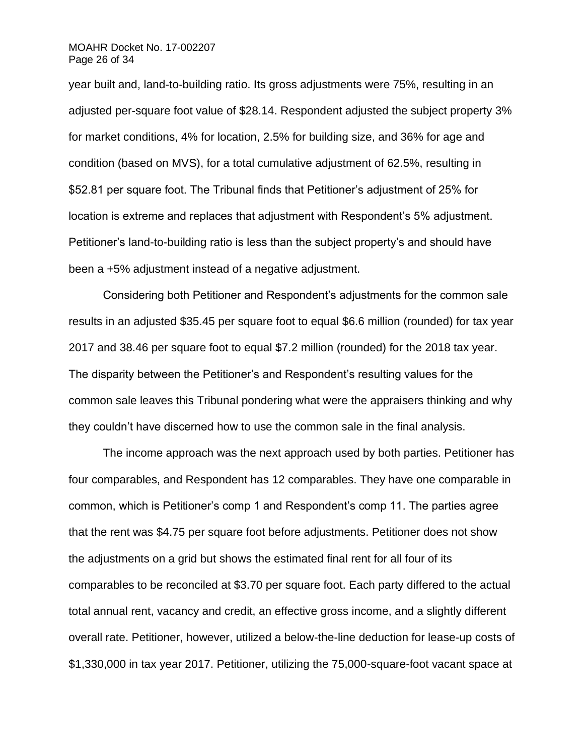year built and, land-to-building ratio. Its gross adjustments were 75%, resulting in an adjusted per-square foot value of $28.14. Respondent adjusted the subject property 3% for market conditions, 4% for location, 2.5% for building size, and 36% for age and condition (based on MVS), for a total cumulative adjustment of 62.5%, resulting in $52.81 per square foot. The Tribunal finds that Petitioner's adjustment of 25% for location is extreme and replaces that adjustment with Respondent's 5% adjustment. Petitioner's land-to-building ratio is less than the subject property's and should have been a +5% adjustment instead of a negative adjustment.

Considering both Petitioner and Respondent's adjustments for the common sale results in an adjusted $35.45 per square foot to equal $6.6 million (rounded) for tax year 2017 and 38.46 per square foot to equal $7.2 million (rounded) for the 2018 tax year. The disparity between the Petitioner's and Respondent's resulting values for the common sale leaves this Tribunal pondering what were the appraisers thinking and why they couldn't have discerned how to use the common sale in the final analysis.

The income approach was the next approach used by both parties. Petitioner has four comparables, and Respondent has 12 comparables. They have one comparable in common, which is Petitioner's comp 1 and Respondent's comp 11. The parties agree that the rent was $4.75 per square foot before adjustments. Petitioner does not show the adjustments on a grid but shows the estimated final rent for all four of its comparables to be reconciled at $3.70 per square foot. Each party differed to the actual total annual rent, vacancy and credit, an effective gross income, and a slightly different overall rate. Petitioner, however, utilized a below-the-line deduction for lease-up costs of $1,330,000 in tax year 2017. Petitioner, utilizing the 75,000-square-foot vacant space at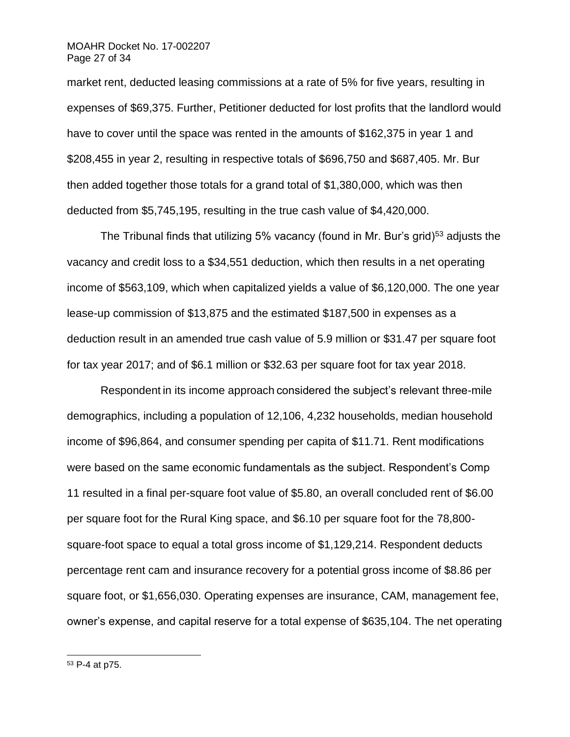market rent, deducted leasing commissions at a rate of 5% for five years, resulting in expenses of $69,375. Further, Petitioner deducted for lost profits that the landlord would have to cover until the space was rented in the amounts of $162,375 in year 1 and $208,455 in year 2, resulting in respective totals of $696,750 and $687,405. Mr. Bur then added together those totals for a grand total of $1,380,000, which was then deducted from $5,745,195, resulting in the true cash value of $4,420,000.

The Tribunal finds that utilizing 5% vacancy (found in Mr. Bur's grid)[53] adjusts the vacancy and credit loss to a $34,551 deduction, which then results in a net operating income of $563,109, which when capitalized yields a value of $6,120,000. The one year lease-up commission of $13,875 and the estimated $187,500 in expenses as a deduction result in an amended true cash value of 5.9 million or $31.47 per square foot for tax year 2017; and of $6.1 million or $32.63 per square foot for tax year 2018.

Respondent in its income approach considered the subject's relevant three-mile demographics, including a population of 12,106, 4,232 households, median household income of $96,864, and consumer spending per capita of $11.71. Rent modifications were based on the same economic fundamentals as the subject. Respondent's Comp 11 resulted in a final per-square foot value of $5.80, an overall concluded rent of $6.00 per square foot for the Rural King space, and $6.10 per square foot for the 78,800-square-foot space to equal a total gross income of $1,129,214. Respondent deducts percentage rent cam and insurance recovery for a potential gross income of $8.86 per square foot, or $1,656,030. Operating expenses are insurance, CAM, management fee, owner's expense, and capital reserve for a total expense of $635,104. The net operating

---

[53] P-4 at p75.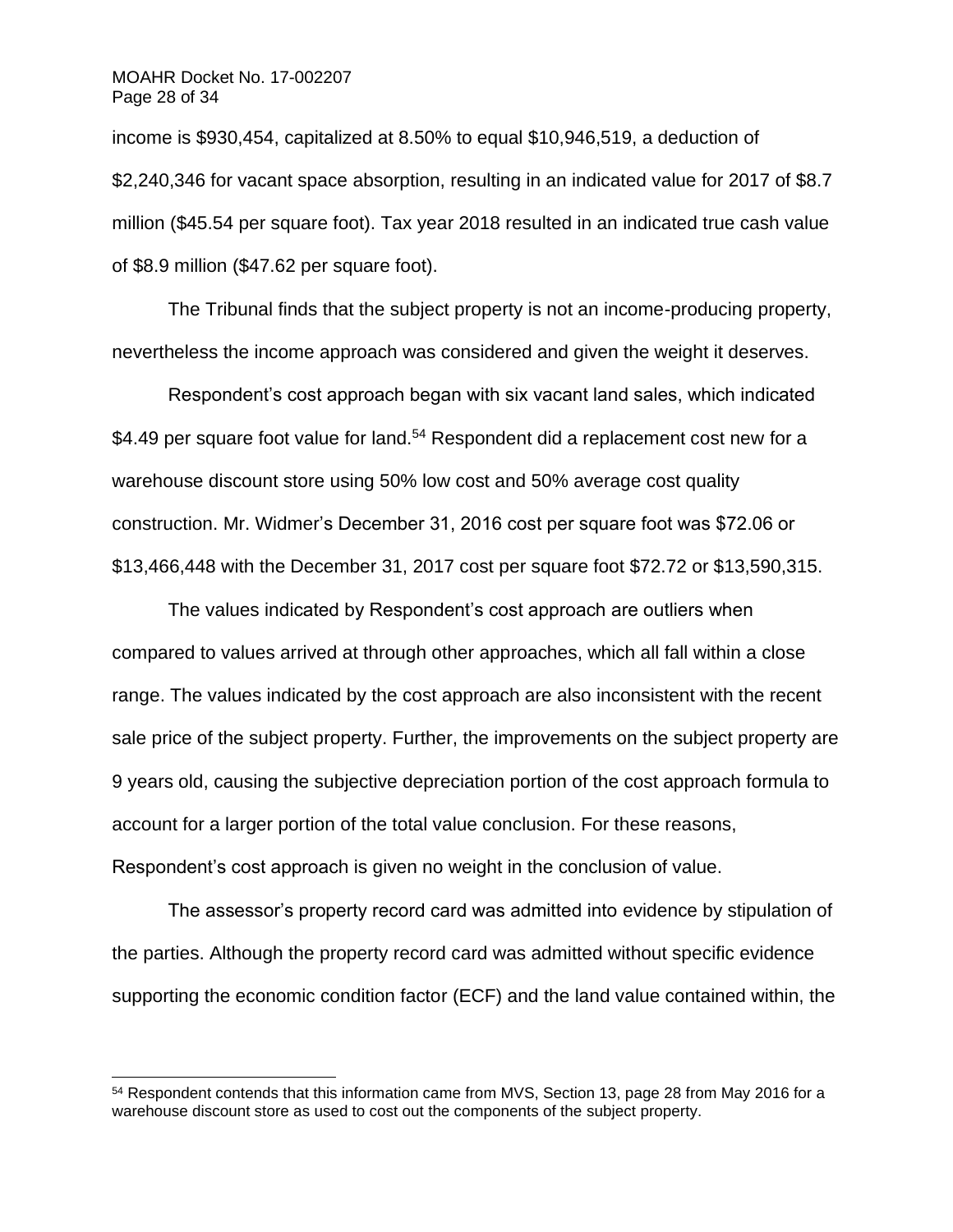income is $930,454, capitalized at 8.50% to equal $10,946,519, a deduction of $2,240,346 for vacant space absorption, resulting in an indicated value for 2017 of $8.7 million ($45.54 per square foot). Tax year 2018 resulted in an indicated true cash value of $8.9 million ($47.62 per square foot).

The Tribunal finds that the subject property is not an income-producing property, nevertheless the income approach was considered and given the weight it deserves.

Respondent's cost approach began with six vacant land sales, which indicated $4.49 per square foot value for land.[54] Respondent did a replacement cost new for a warehouse discount store using 50% low cost and 50% average cost quality construction. Mr. Widmer's December 31, 2016 cost per square foot was $72.06 or $13,466,448 with the December 31, 2017 cost per square foot $72.72 or $13,590,315.

The values indicated by Respondent's cost approach are outliers when compared to values arrived at through other approaches, which all fall within a close range. The values indicated by the cost approach are also inconsistent with the recent sale price of the subject property. Further, the improvements on the subject property are 9 years old, causing the subjective depreciation portion of the cost approach formula to account for a larger portion of the total value conclusion. For these reasons, Respondent's cost approach is given no weight in the conclusion of value.

The assessor's property record card was admitted into evidence by stipulation of the parties. Although the property record card was admitted without specific evidence supporting the economic condition factor (ECF) and the land value contained within, the

---

[54] Respondent contends that this information came from MVS, Section 13, page 28 from May 2016 for a warehouse discount store as used to cost out the components of the subject property.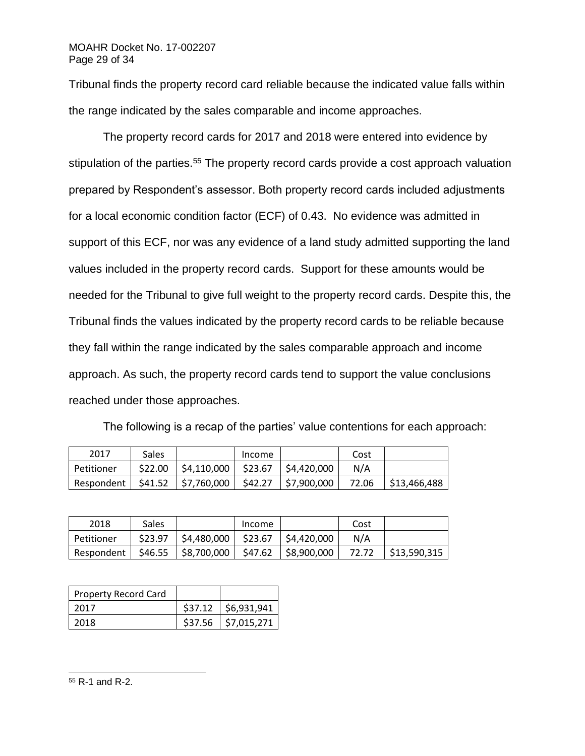Tribunal finds the property record card reliable because the indicated value falls within the range indicated by the sales comparable and income approaches.

The property record cards for 2017 and 2018 were entered into evidence by stipulation of the parties.[55] The property record cards provide a cost approach valuation prepared by Respondent's assessor. Both property record cards included adjustments for a local economic condition factor (ECF) of 0.43. No evidence was admitted in support of this ECF, nor was any evidence of a land study admitted supporting the land values included in the property record cards. Support for these amounts would be needed for the Tribunal to give full weight to the property record cards. Despite this, the Tribunal finds the values indicated by the property record cards to be reliable because they fall within the range indicated by the sales comparable approach and income approach. As such, the property record cards tend to support the value conclusions reached under those approaches.

The following is a recap of the parties' value contentions for each approach:

| 2017 | Sales | | Income | | Cost | |
|---|---|---|---|---|---|---|
| Petitioner | $22.00 | $4,110,000 | $23.67 | $4,420,000 | N/A | |
| Respondent | $41.52 | $7,760,000 | $42.27 | $7,900,000 | 72.06 | $13,466,488 |

| 2018 | Sales | | Income | | Cost | |
|---|---|---|---|---|---|---|
| Petitioner | $23.97 | $4,480,000 | $23.67 | $4,420,000 | N/A | |
| Respondent | $46.55 | $8,700,000 | $47.62 | $8,900,000 | 72.72 | $13,590,315 |

| Property Record Card | | |
|---|---|---|
| 2017 | $37.12 | $6,931,941 |
| 2018 | $37.56 | $7,015,271 |

[55] R-1 and R-2.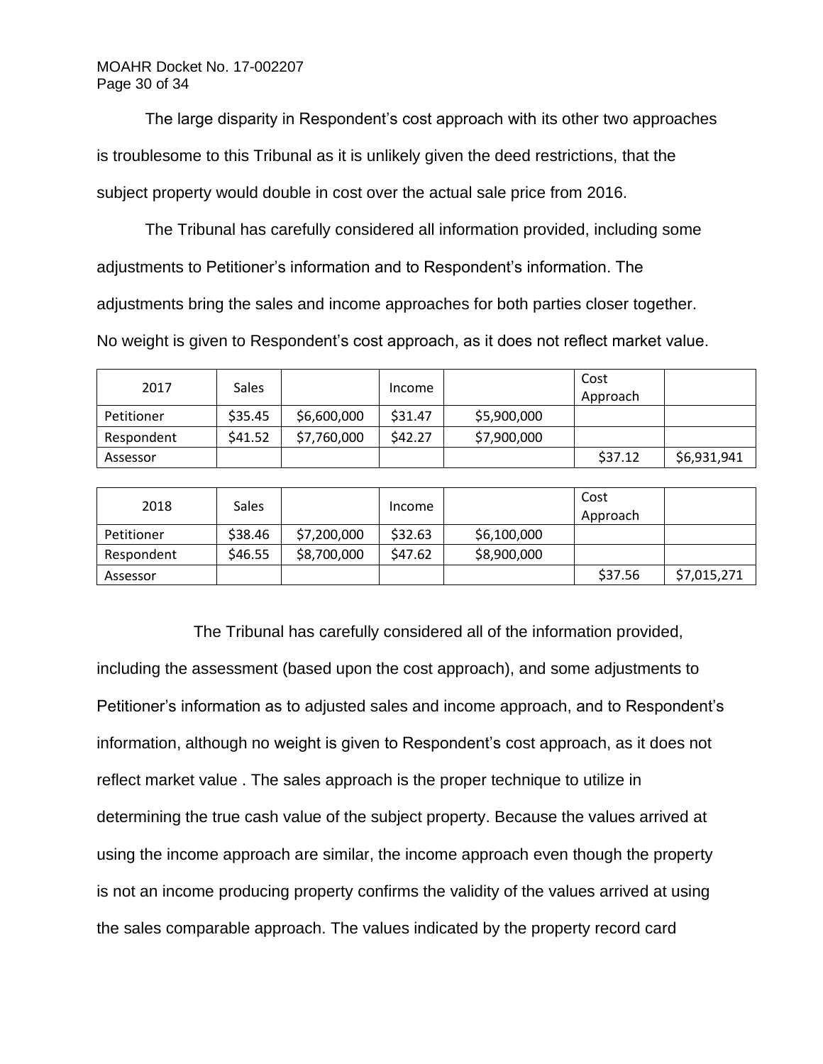The large disparity in Respondent's cost approach with its other two approaches is troublesome to this Tribunal as it is unlikely given the deed restrictions, that the subject property would double in cost over the actual sale price from 2016.

The Tribunal has carefully considered all information provided, including some adjustments to Petitioner's information and to Respondent's information. The adjustments bring the sales and income approaches for both parties closer together. No weight is given to Respondent's cost approach, as it does not reflect market value.

| 2017 | Sales | | Income | | Cost Approach | |
|---|---|---|---|---|---|---|
| Petitioner | $35.45 | $6,600,000 | $31.47 | $5,900,000 | | |
| Respondent | $41.52 | $7,760,000 | $42.27 | $7,900,000 | | |
| Assessor | | | | | $37.12 | $6,931,941 |

| 2018 | Sales | | Income | | Cost Approach | |
|---|---|---|---|---|---|---|
| Petitioner | $38.46 | $7,200,000 | $32.63 | $6,100,000 | | |
| Respondent | $46.55 | $8,700,000 | $47.62 | $8,900,000 | | |
| Assessor | | | | | $37.56 | $7,015,271 |

The Tribunal has carefully considered all of the information provided, including the assessment (based upon the cost approach), and some adjustments to Petitioner's information as to adjusted sales and income approach, and to Respondent's information, although no weight is given to Respondent's cost approach, as it does not reflect market value . The sales approach is the proper technique to utilize in determining the true cash value of the subject property. Because the values arrived at using the income approach are similar, the income approach even though the property is not an income producing property confirms the validity of the values arrived at using the sales comparable approach. The values indicated by the property record card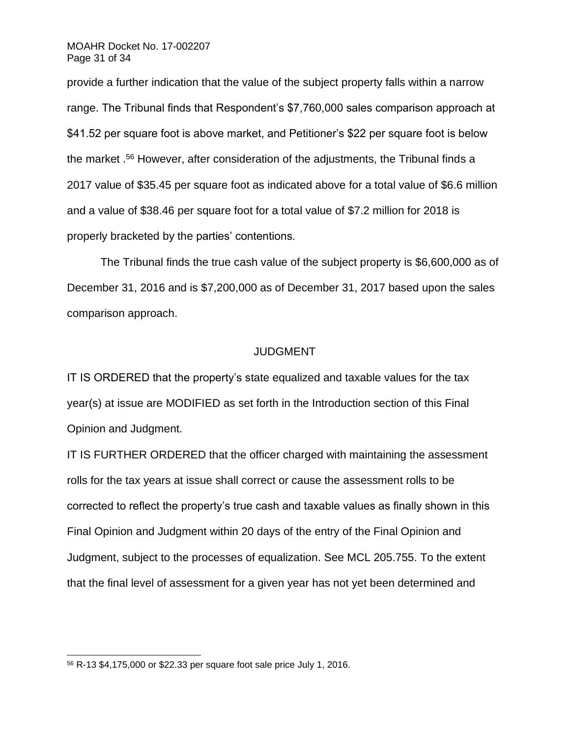provide a further indication that the value of the subject property falls within a narrow range. The Tribunal finds that Respondent's $7,760,000 sales comparison approach at $41.52 per square foot is above market, and Petitioner's $22 per square foot is below the market .[56] However, after consideration of the adjustments, the Tribunal finds a 2017 value of $35.45 per square foot as indicated above for a total value of $6.6 million and a value of $38.46 per square foot for a total value of $7.2 million for 2018 is properly bracketed by the parties' contentions.

The Tribunal finds the true cash value of the subject property is $6,600,000 as of December 31, 2016 and is $7,200,000 as of December 31, 2017 based upon the sales comparison approach.

## JUDGMENT

IT IS ORDERED that the property's state equalized and taxable values for the tax year(s) at issue are MODIFIED as set forth in the Introduction section of this Final Opinion and Judgment.

IT IS FURTHER ORDERED that the officer charged with maintaining the assessment rolls for the tax years at issue shall correct or cause the assessment rolls to be corrected to reflect the property's true cash and taxable values as finally shown in this Final Opinion and Judgment within 20 days of the entry of the Final Opinion and Judgment, subject to the processes of equalization. See MCL 205.755. To the extent that the final level of assessment for a given year has not yet been determined and

---

[56] R-13 $4,175,000 or $22.33 per square foot sale price July 1, 2016.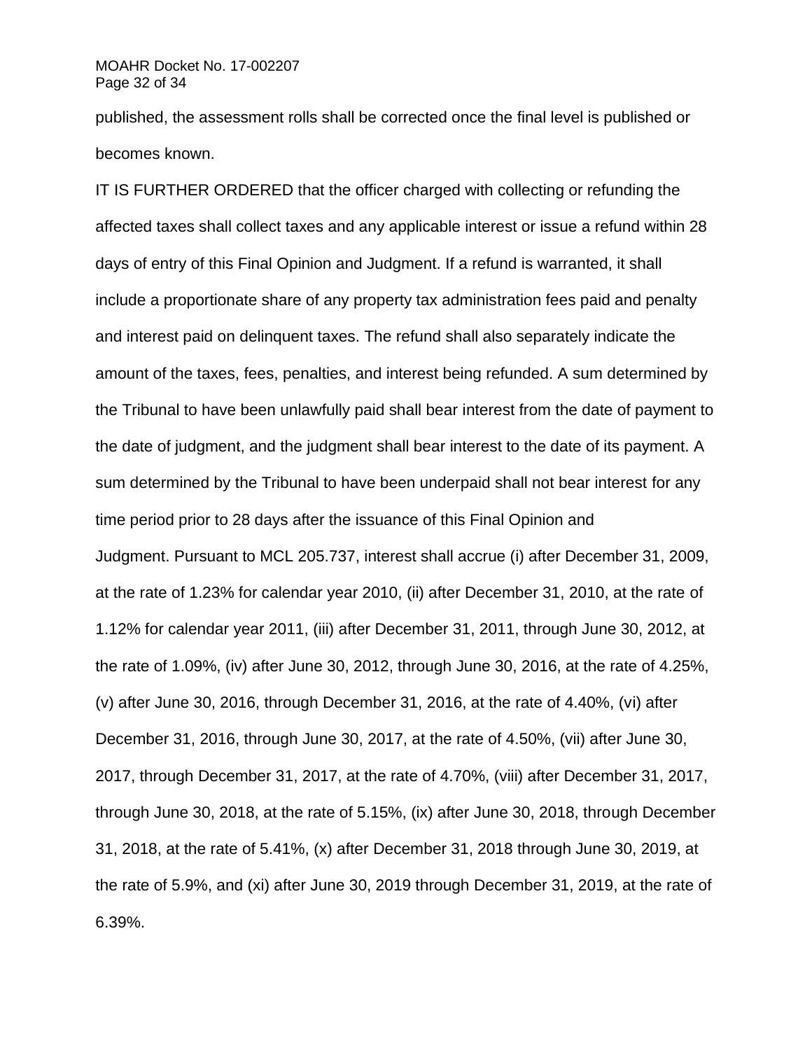published, the assessment rolls shall be corrected once the final level is published or becomes known.

IT IS FURTHER ORDERED that the officer charged with collecting or refunding the affected taxes shall collect taxes and any applicable interest or issue a refund within 28 days of entry of this Final Opinion and Judgment. If a refund is warranted, it shall include a proportionate share of any property tax administration fees paid and penalty and interest paid on delinquent taxes. The refund shall also separately indicate the amount of the taxes, fees, penalties, and interest being refunded. A sum determined by the Tribunal to have been unlawfully paid shall bear interest from the date of payment to the date of judgment, and the judgment shall bear interest to the date of its payment. A sum determined by the Tribunal to have been underpaid shall not bear interest for any time period prior to 28 days after the issuance of this Final Opinion and Judgment. Pursuant to MCL 205.737, interest shall accrue (i) after December 31, 2009, at the rate of 1.23% for calendar year 2010, (ii) after December 31, 2010, at the rate of 1.12% for calendar year 2011, (iii) after December 31, 2011, through June 30, 2012, at the rate of 1.09%, (iv) after June 30, 2012, through June 30, 2016, at the rate of 4.25%, (v) after June 30, 2016, through December 31, 2016, at the rate of 4.40%, (vi) after December 31, 2016, through June 30, 2017, at the rate of 4.50%, (vii) after June 30, 2017, through December 31, 2017, at the rate of 4.70%, (viii) after December 31, 2017, through June 30, 2018, at the rate of 5.15%, (ix) after June 30, 2018, through December 31, 2018, at the rate of 5.41%, (x) after December 31, 2018 through June 30, 2019, at the rate of 5.9%, and (xi) after June 30, 2019 through December 31, 2019, at the rate of 6.39%.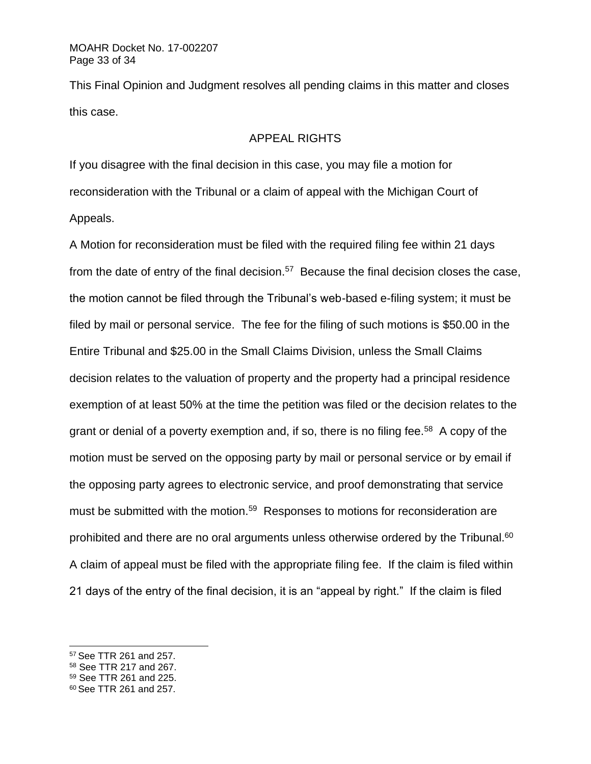This Final Opinion and Judgment resolves all pending claims in this matter and closes this case.

## APPEAL RIGHTS

If you disagree with the final decision in this case, you may file a motion for reconsideration with the Tribunal or a claim of appeal with the Michigan Court of Appeals.

A Motion for reconsideration must be filed with the required filing fee within 21 days from the date of entry of the final decision.[57] Because the final decision closes the case, the motion cannot be filed through the Tribunal's web-based e-filing system; it must be filed by mail or personal service. The fee for the filing of such motions is $50.00 in the Entire Tribunal and $25.00 in the Small Claims Division, unless the Small Claims decision relates to the valuation of property and the property had a principal residence exemption of at least 50% at the time the petition was filed or the decision relates to the grant or denial of a poverty exemption and, if so, there is no filing fee.[58] A copy of the motion must be served on the opposing party by mail or personal service or by email if the opposing party agrees to electronic service, and proof demonstrating that service must be submitted with the motion.[59] Responses to motions for reconsideration are prohibited and there are no oral arguments unless otherwise ordered by the Tribunal.[60]

A claim of appeal must be filed with the appropriate filing fee. If the claim is filed within 21 days of the entry of the final decision, it is an "appeal by right." If the claim is filed

---

[57] See TTR 261 and 257.

[58] See TTR 217 and 267.

[59] See TTR 261 and 225.

[60] See TTR 261 and 257.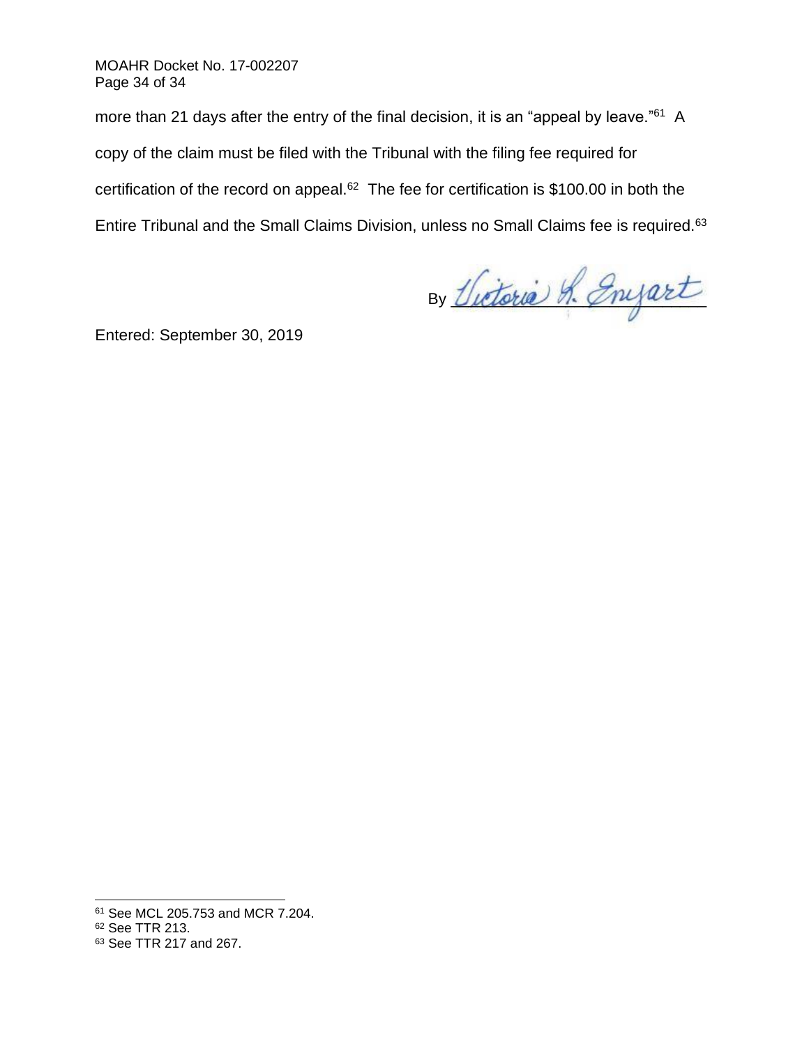more than 21 days after the entry of the final decision, it is an "appeal by leave."[61] A copy of the claim must be filed with the Tribunal with the filing fee required for certification of the record on appeal.[62] The fee for certification is $100.00 in both the Entire Tribunal and the Small Claims Division, unless no Small Claims fee is required.[63]

By Victoria L. Enyart

Entered: September 30, 2019

---

[61] See MCL 205.753 and MCR 7.204.

[62] See TTR 213.

[63] See TTR 217 and 267.